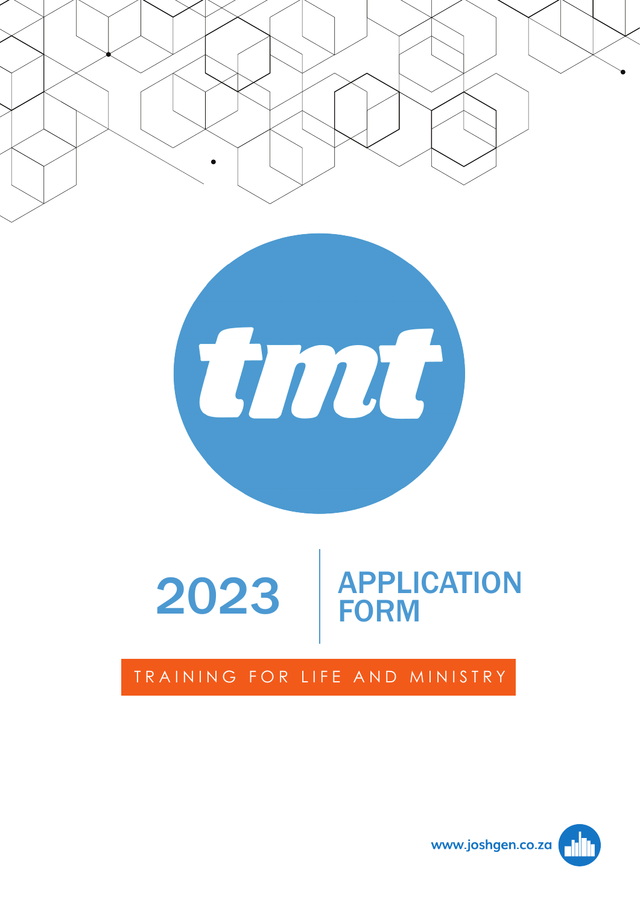# tmt

# 2023 APPLICATION FORM

TRAINING FOR LIFE AND MINISTRY

www.joshgen.co.za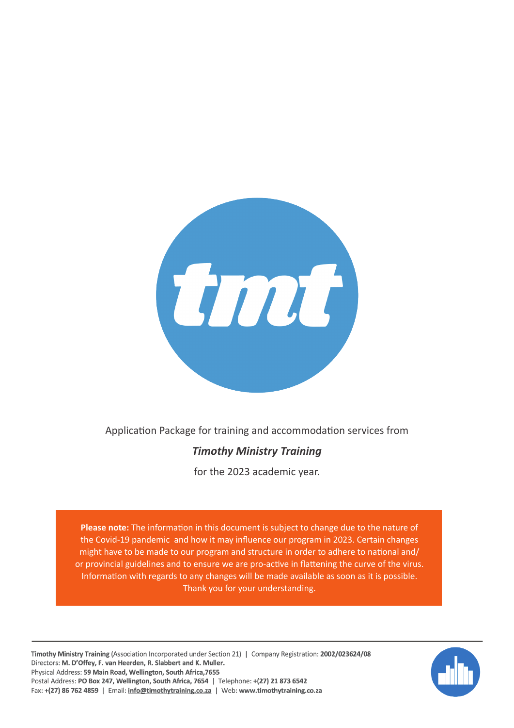Application Package for training and accommodation services from

***Timothy Ministry Training***

for the 2023 academic year.

**Please note:** The information in this document is subject to change due to the nature of the Covid-19 pandemic and how it may influence our program in 2023. Certain changes might have to be made to our program and structure in order to adhere to national and/or provincial guidelines and to ensure we are pro-active in flattening the curve of the virus. Information with regards to any changes will be made available as soon as it is possible. Thank you for your understanding.

**Timothy Ministry Training** (Association Incorporated under Section 21) | Company Registration: **2002/023624/08**
Directors: **M. D'Offey, F. van Heerden, R. Slabbert and K. Muller.**
Physical Address: **59 Main Road, Wellington, South Africa,7655**
Postal Address: **PO Box 247, Wellington, South Africa, 7654** | Telephone: **+(27) 21 873 6542**
Fax: **+(27) 86 762 4859** | Email: **info@timothytraining.co.za** | Web: **www.timothytraining.co.za**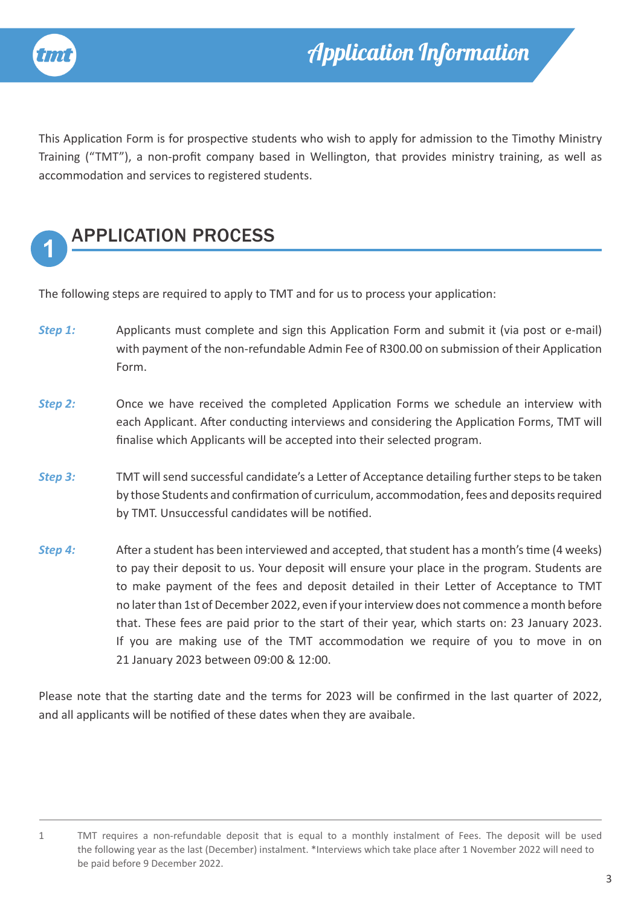# Application Information

This Application Form is for prospective students who wish to apply for admission to the Timothy Ministry Training ("TMT"), a non-profit company based in Wellington, that provides ministry training, as well as accommodation and services to registered students.

## 1 APPLICATION PROCESS

The following steps are required to apply to TMT and for us to process your application:

***Step 1:*** Applicants must complete and sign this Application Form and submit it (via post or e-mail) with payment of the non-refundable Admin Fee of R300.00 on submission of their Application Form.

***Step 2:*** Once we have received the completed Application Forms we schedule an interview with each Applicant. After conducting interviews and considering the Application Forms, TMT will finalise which Applicants will be accepted into their selected program.

***Step 3:*** TMT will send successful candidate's a Letter of Acceptance detailing further steps to be taken by those Students and confirmation of curriculum, accommodation, fees and deposits required by TMT. Unsuccessful candidates will be notified.

***Step 4:*** After a student has been interviewed and accepted, that student has a month's time (4 weeks) to pay their deposit to us. Your deposit will ensure your place in the program. Students are to make payment of the fees and deposit detailed in their Letter of Acceptance to TMT no later than 1st of December 2022, even if your interview does not commence a month before that. These fees are paid prior to the start of their year, which starts on: 23 January 2023. If you are making use of the TMT accommodation we require of you to move in on 21 January 2023 between 09:00 & 12:00.

Please note that the starting date and the terms for 2023 will be confirmed in the last quarter of 2022, and all applicants will be notified of these dates when they are avaibale.

---

1 TMT requires a non-refundable deposit that is equal to a monthly instalment of Fees. The deposit will be used the following year as the last (December) instalment. *Interviews which take place after 1 November 2022 will need to be paid before 9 December 2022.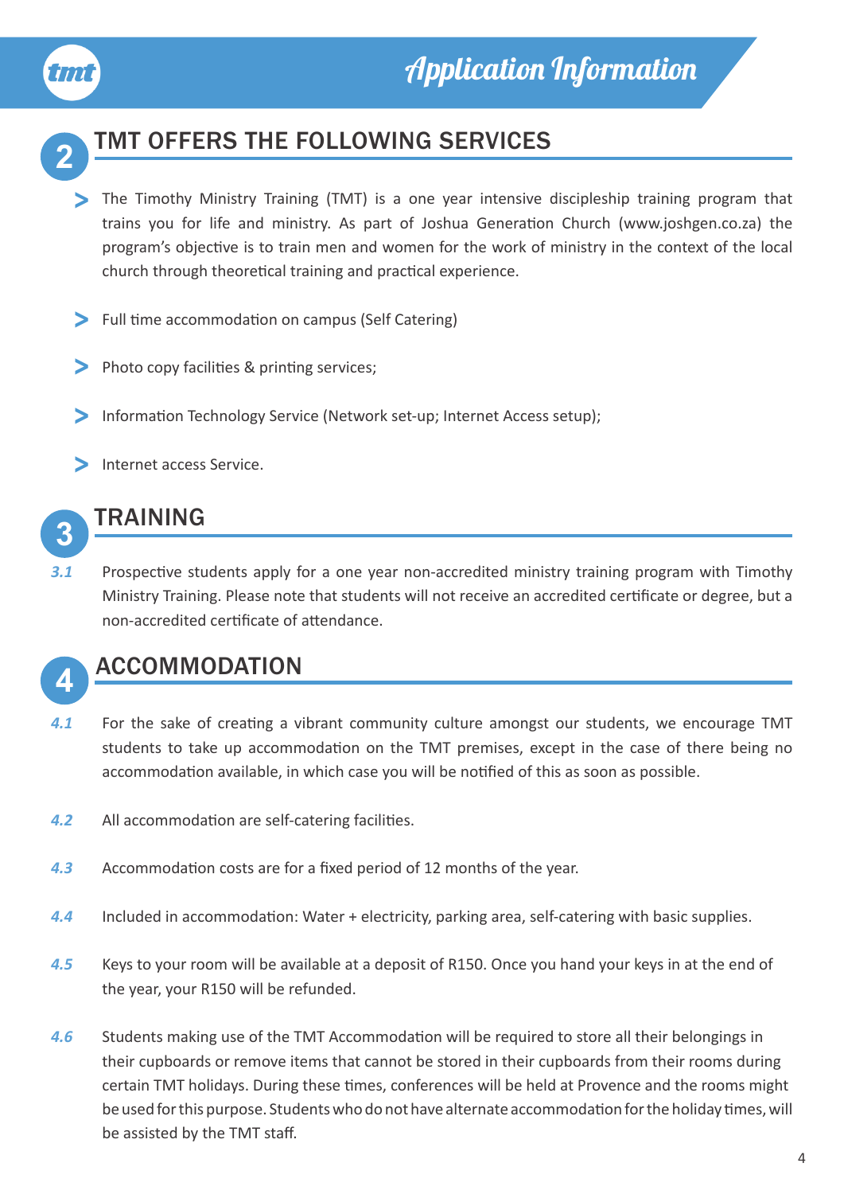# Application Information

## 2 TMT OFFERS THE FOLLOWING SERVICES

- The Timothy Ministry Training (TMT) is a one year intensive discipleship training program that trains you for life and ministry. As part of Joshua Generation Church (www.joshgen.co.za) the program's objective is to train men and women for the work of ministry in the context of the local church through theoretical training and practical experience.
- Full time accommodation on campus (Self Catering)
- Photo copy facilities & printing services;
- Information Technology Service (Network set-up; Internet Access setup);
- Internet access Service.

## 3 TRAINING

*3.1* Prospective students apply for a one year non-accredited ministry training program with Timothy Ministry Training. Please note that students will not receive an accredited certificate or degree, but a non-accredited certificate of attendance.

## 4 ACCOMMODATION

*4.1* For the sake of creating a vibrant community culture amongst our students, we encourage TMT students to take up accommodation on the TMT premises, except in the case of there being no accommodation available, in which case you will be notified of this as soon as possible.

*4.2* All accommodation are self-catering facilities.

*4.3* Accommodation costs are for a fixed period of 12 months of the year.

*4.4* Included in accommodation: Water + electricity, parking area, self-catering with basic supplies.

*4.5* Keys to your room will be available at a deposit of R150. Once you hand your keys in at the end of the year, your R150 will be refunded.

*4.6* Students making use of the TMT Accommodation will be required to store all their belongings in their cupboards or remove items that cannot be stored in their cupboards from their rooms during certain TMT holidays. During these times, conferences will be held at Provence and the rooms might be used for this purpose. Students who do not have alternate accommodation for the holiday times, will be assisted by the TMT staff.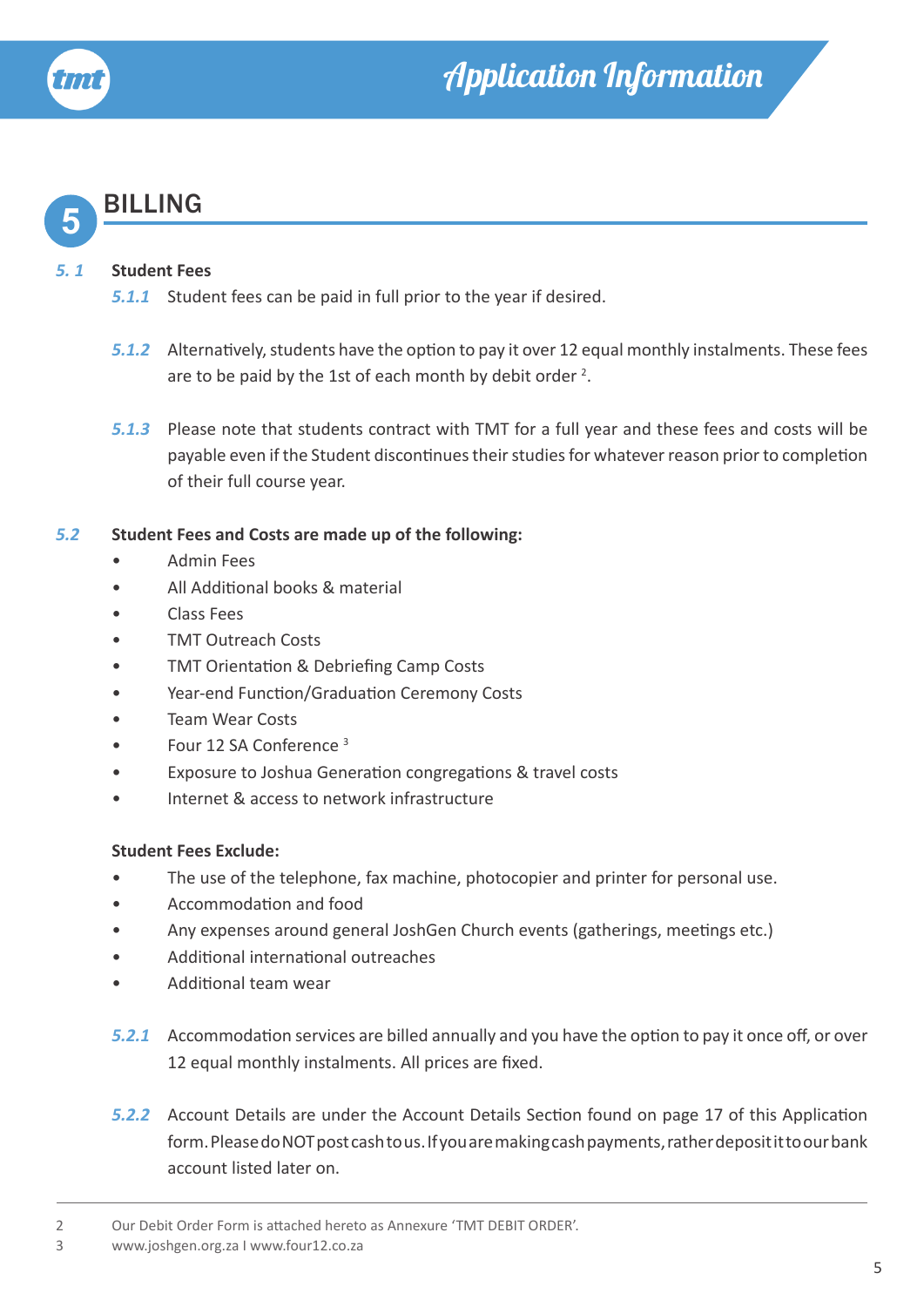## 5 BILLING

**5.1 Student Fees**

*5.1.1* Student fees can be paid in full prior to the year if desired.

*5.1.2* Alternatively, students have the option to pay it over 12 equal monthly instalments. These fees are to be paid by the 1st of each month by debit order [2].

*5.1.3* Please note that students contract with TMT for a full year and these fees and costs will be payable even if the Student discontinues their studies for whatever reason prior to completion of their full course year.

**5.2 Student Fees and Costs are made up of the following:**

- Admin Fees
- All Additional books & material
- Class Fees
- TMT Outreach Costs
- TMT Orientation & Debriefing Camp Costs
- Year-end Function/Graduation Ceremony Costs
- Team Wear Costs
- Four 12 SA Conference [3]
- Exposure to Joshua Generation congregations & travel costs
- Internet & access to network infrastructure

**Student Fees Exclude:**

- The use of the telephone, fax machine, photocopier and printer for personal use.
- Accommodation and food
- Any expenses around general JoshGen Church events (gatherings, meetings etc.)
- Additional international outreaches
- Additional team wear

*5.2.1* Accommodation services are billed annually and you have the option to pay it once off, or over 12 equal monthly instalments. All prices are fixed.

*5.2.2* Account Details are under the Account Details Section found on page 17 of this Application form. Please do NOT post cash to us. If you are making cash payments, rather deposit it to our bank account listed later on.

---

2 Our Debit Order Form is attached hereto as Annexure 'TMT DEBIT ORDER'.

3 www.joshgen.org.za I www.four12.co.za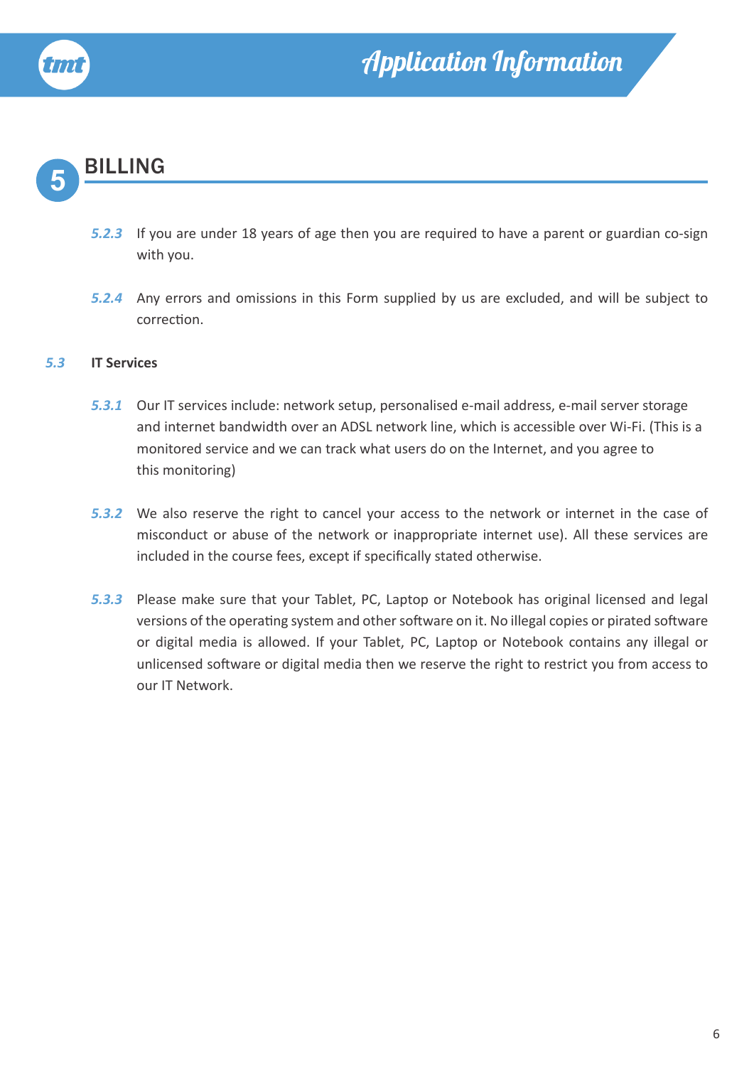# 5 BILLING

*5.2.3* If you are under 18 years of age then you are required to have a parent or guardian co-sign with you.

*5.2.4* Any errors and omissions in this Form supplied by us are excluded, and will be subject to correction.

## *5.3* IT Services

*5.3.1* Our IT services include: network setup, personalised e-mail address, e-mail server storage and internet bandwidth over an ADSL network line, which is accessible over Wi-Fi. (This is a monitored service and we can track what users do on the Internet, and you agree to this monitoring)

*5.3.2* We also reserve the right to cancel your access to the network or internet in the case of misconduct or abuse of the network or inappropriate internet use). All these services are included in the course fees, except if specifically stated otherwise.

*5.3.3* Please make sure that your Tablet, PC, Laptop or Notebook has original licensed and legal versions of the operating system and other software on it. No illegal copies or pirated software or digital media is allowed. If your Tablet, PC, Laptop or Notebook contains any illegal or unlicensed software or digital media then we reserve the right to restrict you from access to our IT Network.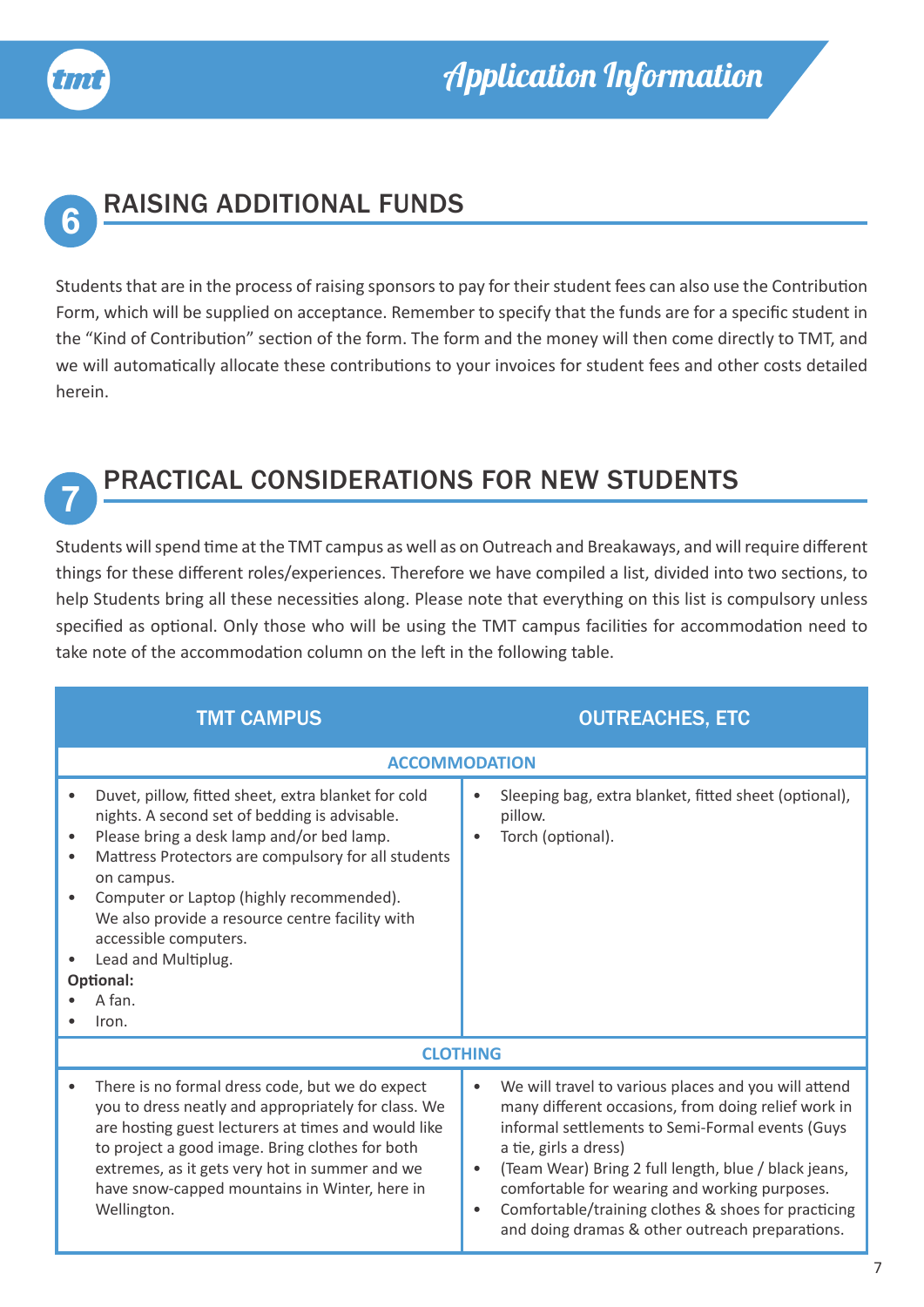## 6 RAISING ADDITIONAL FUNDS

Students that are in the process of raising sponsors to pay for their student fees can also use the Contribution Form, which will be supplied on acceptance. Remember to specify that the funds are for a specific student in the “Kind of Contribution” section of the form. The form and the money will then come directly to TMT, and we will automatically allocate these contributions to your invoices for student fees and other costs detailed herein.

## 7 PRACTICAL CONSIDERATIONS FOR NEW STUDENTS

Students will spend time at the TMT campus as well as on Outreach and Breakaways, and will require different things for these different roles/experiences. Therefore we have compiled a list, divided into two sections, to help Students bring all these necessities along. Please note that everything on this list is compulsory unless specified as optional. Only those who will be using the TMT campus facilities for accommodation need to take note of the accommodation column on the left in the following table.

| TMT CAMPUS | OUTREACHES, ETC |
|---|---|
| **ACCOMMODATION** | |
| • Duvet, pillow, fitted sheet, extra blanket for cold nights. A second set of bedding is advisable.<br>• Please bring a desk lamp and/or bed lamp.<br>• Mattress Protectors are compulsory for all students on campus.<br>• Computer or Laptop (highly recommended). We also provide a resource centre facility with accessible computers.<br>• Lead and Multiplug.<br>**Optional:**<br>• A fan.<br>• Iron. | • Sleeping bag, extra blanket, fitted sheet (optional), pillow.<br>• Torch (optional). |
| **CLOTHING** | |
| • There is no formal dress code, but we do expect you to dress neatly and appropriately for class. We are hosting guest lecturers at times and would like to project a good image. Bring clothes for both extremes, as it gets very hot in summer and we have snow-capped mountains in Winter, here in Wellington. | • We will travel to various places and you will attend many different occasions, from doing relief work in informal settlements to Semi-Formal events (Guys a tie, girls a dress)<br>• (Team Wear) Bring 2 full length, blue / black jeans, comfortable for wearing and working purposes.<br>• Comfortable/training clothes & shoes for practicing and doing dramas & other outreach preparations. |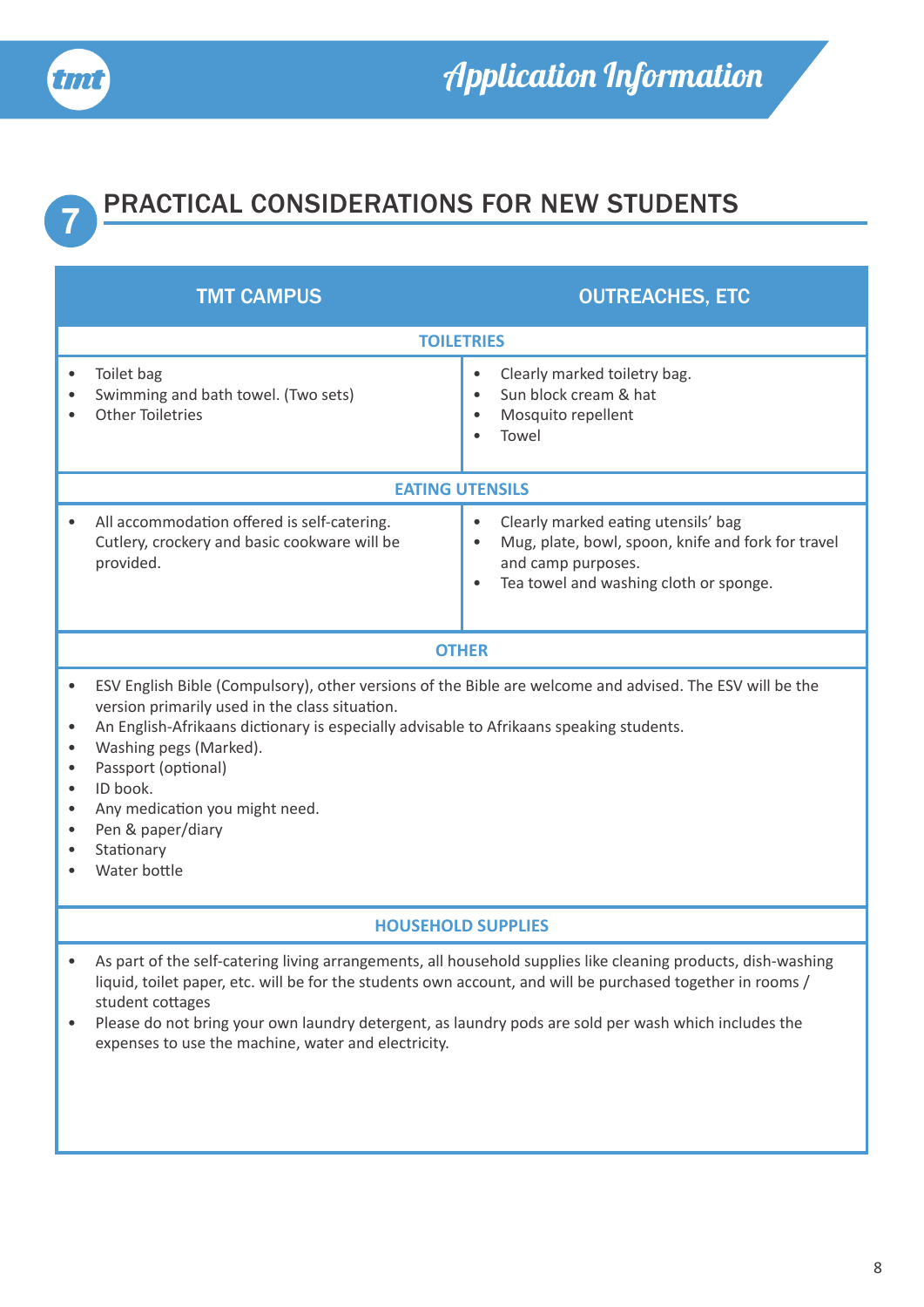## 7 PRACTICAL CONSIDERATIONS FOR NEW STUDENTS

| TMT CAMPUS | OUTREACHES, ETC |
|---|---|
| **TOILETRIES** | |
| • Toilet bag<br>• Swimming and bath towel. (Two sets)<br>• Other Toiletries | • Clearly marked toiletry bag.<br>• Sun block cream & hat<br>• Mosquito repellent<br>• Towel |
| **EATING UTENSILS** | |
| • All accommodation offered is self-catering. Cutlery, crockery and basic cookware will be provided. | • Clearly marked eating utensils' bag<br>• Mug, plate, bowl, spoon, knife and fork for travel and camp purposes.<br>• Tea towel and washing cloth or sponge. |

**OTHER**

- ESV English Bible (Compulsory), other versions of the Bible are welcome and advised. The ESV will be the version primarily used in the class situation.
- An English-Afrikaans dictionary is especially advisable to Afrikaans speaking students.
- Washing pegs (Marked).
- Passport (optional)
- ID book.
- Any medication you might need.
- Pen & paper/diary
- Stationary
- Water bottle

**HOUSEHOLD SUPPLIES**

- As part of the self-catering living arrangements, all household supplies like cleaning products, dish-washing liquid, toilet paper, etc. will be for the students own account, and will be purchased together in rooms / student cottages
- Please do not bring your own laundry detergent, as laundry pods are sold per wash which includes the expenses to use the machine, water and electricity.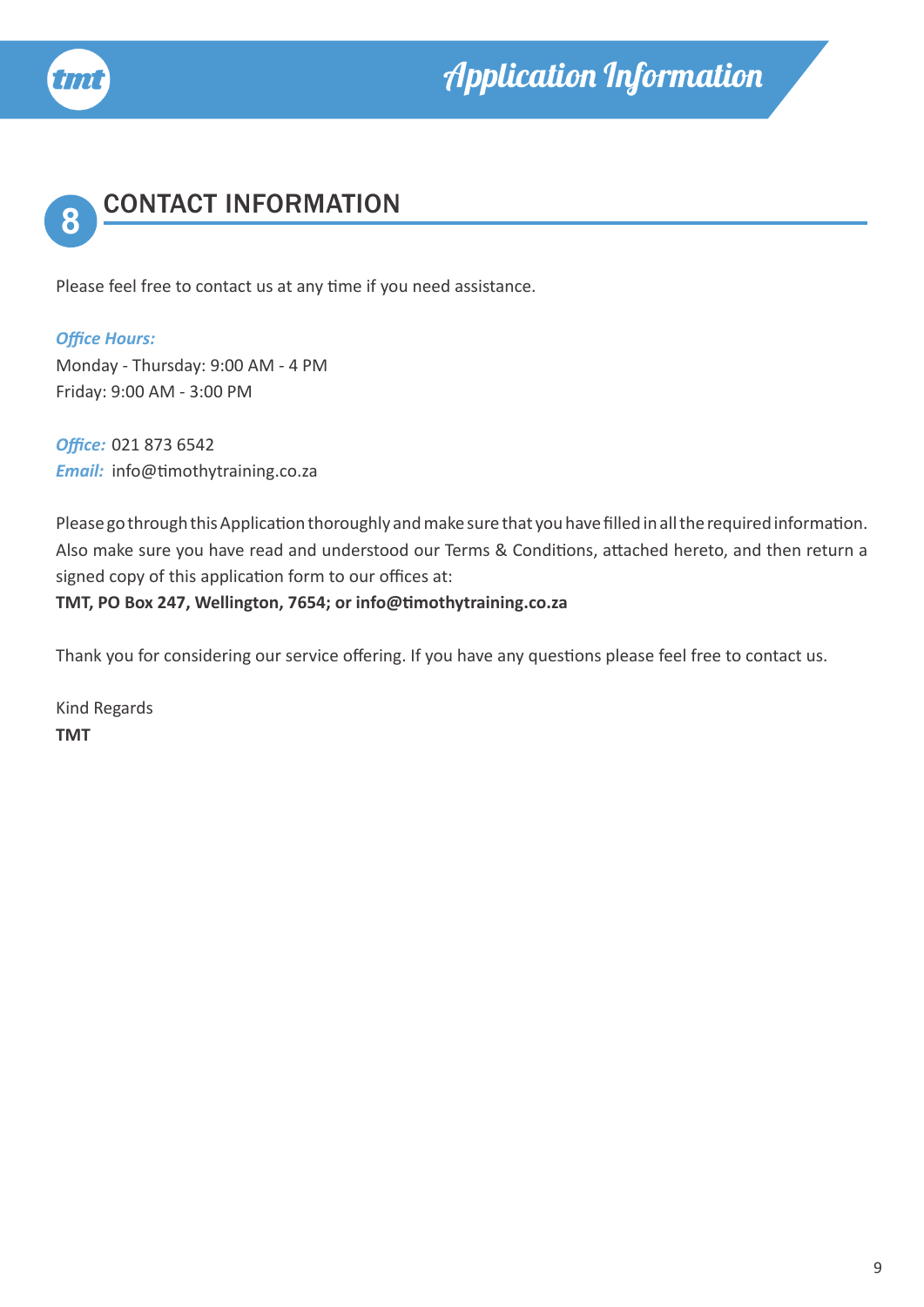## 8 CONTACT INFORMATION

Please feel free to contact us at any time if you need assistance.

***Office Hours:***
Monday - Thursday: 9:00 AM - 4 PM
Friday: 9:00 AM - 3:00 PM

***Office:*** 021 873 6542
***Email:*** info@timothytraining.co.za

Please go through this Application thoroughly and make sure that you have filled in all the required information. Also make sure you have read and understood our Terms & Conditions, attached hereto, and then return a signed copy of this application form to our offices at:
**TMT, PO Box 247, Wellington, 7654; or info@timothytraining.co.za**

Thank you for considering our service offering. If you have any questions please feel free to contact us.

Kind Regards
**TMT**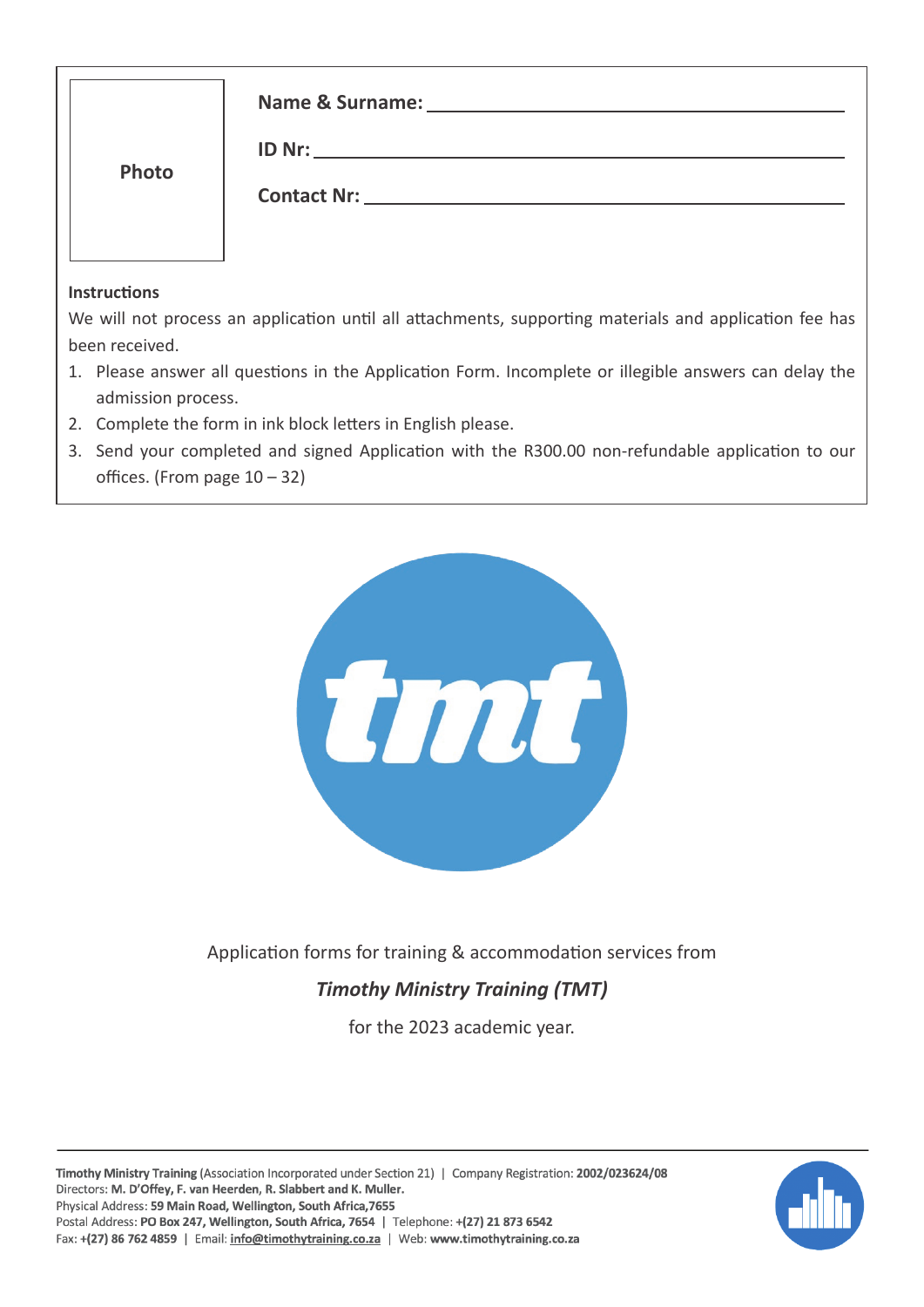Photo

**Name & Surname:** ______________________________

**ID Nr:** ______________________________

**Contact Nr:** ______________________________

**Instructions**

We will not process an application until all attachments, supporting materials and application fee has been received.

1. Please answer all questions in the Application Form. Incomplete or illegible answers can delay the admission process.
2. Complete the form in ink block letters in English please.
3. Send your completed and signed Application with the R300.00 non-refundable application to our offices. (From page 10 – 32)

Application forms for training & accommodation services from

***Timothy Ministry Training (TMT)***

for the 2023 academic year.

**Timothy Ministry Training** (Association Incorporated under Section 21) | Company Registration: **2002/023624/08**
Directors: **M. D'Offey, F. van Heerden, R. Slabbert and K. Muller.**
Physical Address: **59 Main Road, Wellington, South Africa,7655**
Postal Address: **PO Box 247, Wellington, South Africa, 7654** | Telephone: **+(27) 21 873 6542**
Fax: **+(27) 86 762 4859** | Email: **info@timothytraining.co.za** | Web: **www.timothytraining.co.za**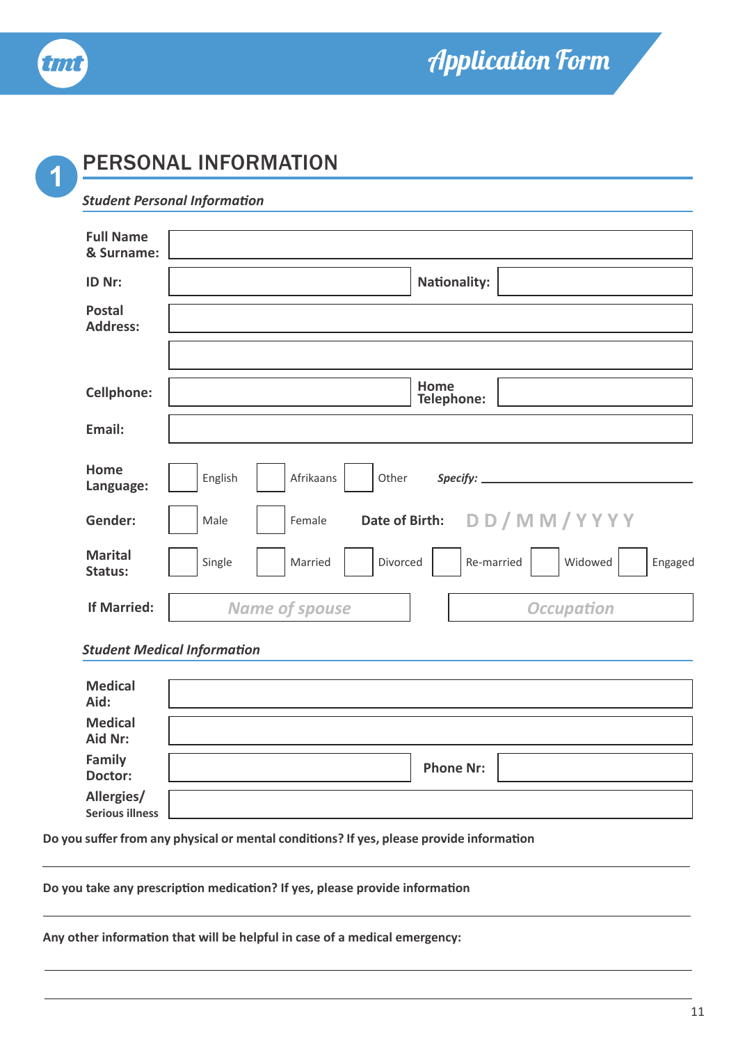tmt

# Application Form

## 1 PERSONAL INFORMATION

### *Student Personal Information*

**Full Name & Surname:** ______________________________

**ID Nr:** ______________________________ **Nationality:** ______________________________

**Postal Address:** ______________________________

______________________________

**Cellphone:** ______________________________ **Home Telephone:** ______________________________

**Email:** ______________________________

**Home Language:** ☐ English ☐ Afrikaans ☐ Other *Specify:* ______________________________

**Gender:** ☐ Male ☐ Female **Date of Birth:** D D / M M / Y Y Y Y

**Marital Status:** ☐ Single ☐ Married ☐ Divorced ☐ Re-married ☐ Widowed ☐ Engaged

**If Married:** *Name of spouse* ______________________________ *Occupation* ______________________________

### *Student Medical Information*

**Medical Aid:** ______________________________

**Medical Aid Nr:** ______________________________

**Family Doctor:** ______________________________ **Phone Nr:** ______________________________

**Allergies/ Serious illness** ______________________________

**Do you suffer from any physical or mental conditions? If yes, please provide information**

______________________________

**Do you take any prescription medication? If yes, please provide information**

______________________________

**Any other information that will be helpful in case of a medical emergency:**

______________________________

______________________________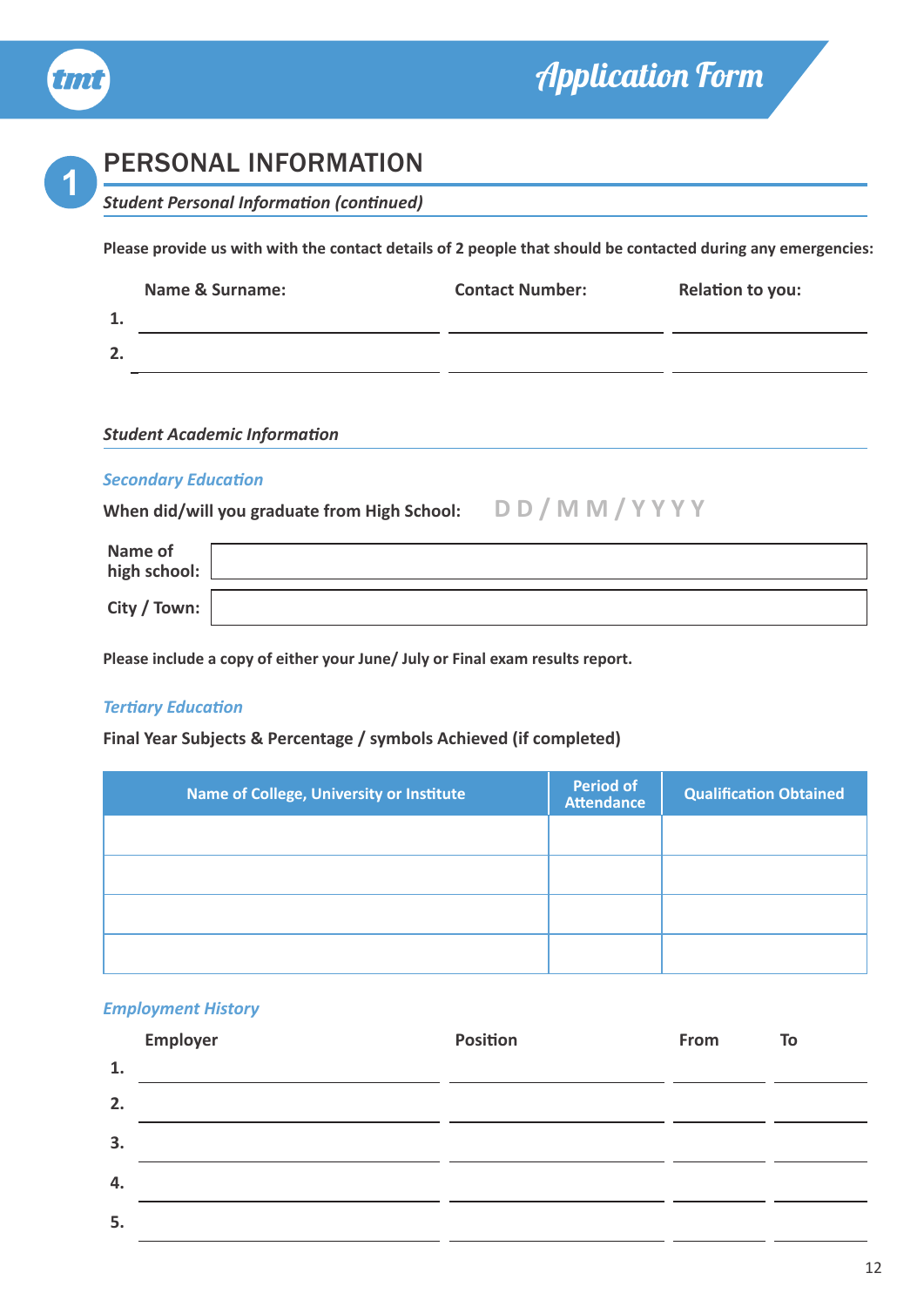tmt

# Application Form

## 1 PERSONAL INFORMATION

***Student Personal Information (continued)***

**Please provide us with with the contact details of 2 people that should be contacted during any emergencies:**

| | Name & Surname: | Contact Number: | Relation to you: |
|---|---|---|---|
| 1. | | | |
| 2. | | | |

***Student Academic Information***

***Secondary Education***

**When did/will you graduate from High School:** D D / M M / Y Y Y Y

| | |
|---|---|
| **Name of high school:** | |
| **City / Town:** | |

**Please include a copy of either your June/ July or Final exam results report.**

***Tertiary Education***

**Final Year Subjects & Percentage / symbols Achieved (if completed)**

| Name of College, University or Institute | Period of Attendance | Qualification Obtained |
|---|---|---|
| | | |
| | | |
| | | |
| | | |

***Employment History***

| | Employer | Position | From | To |
|---|---|---|---|---|
| 1. | | | | |
| 2. | | | | |
| 3. | | | | |
| 4. | | | | |
| 5. | | | | |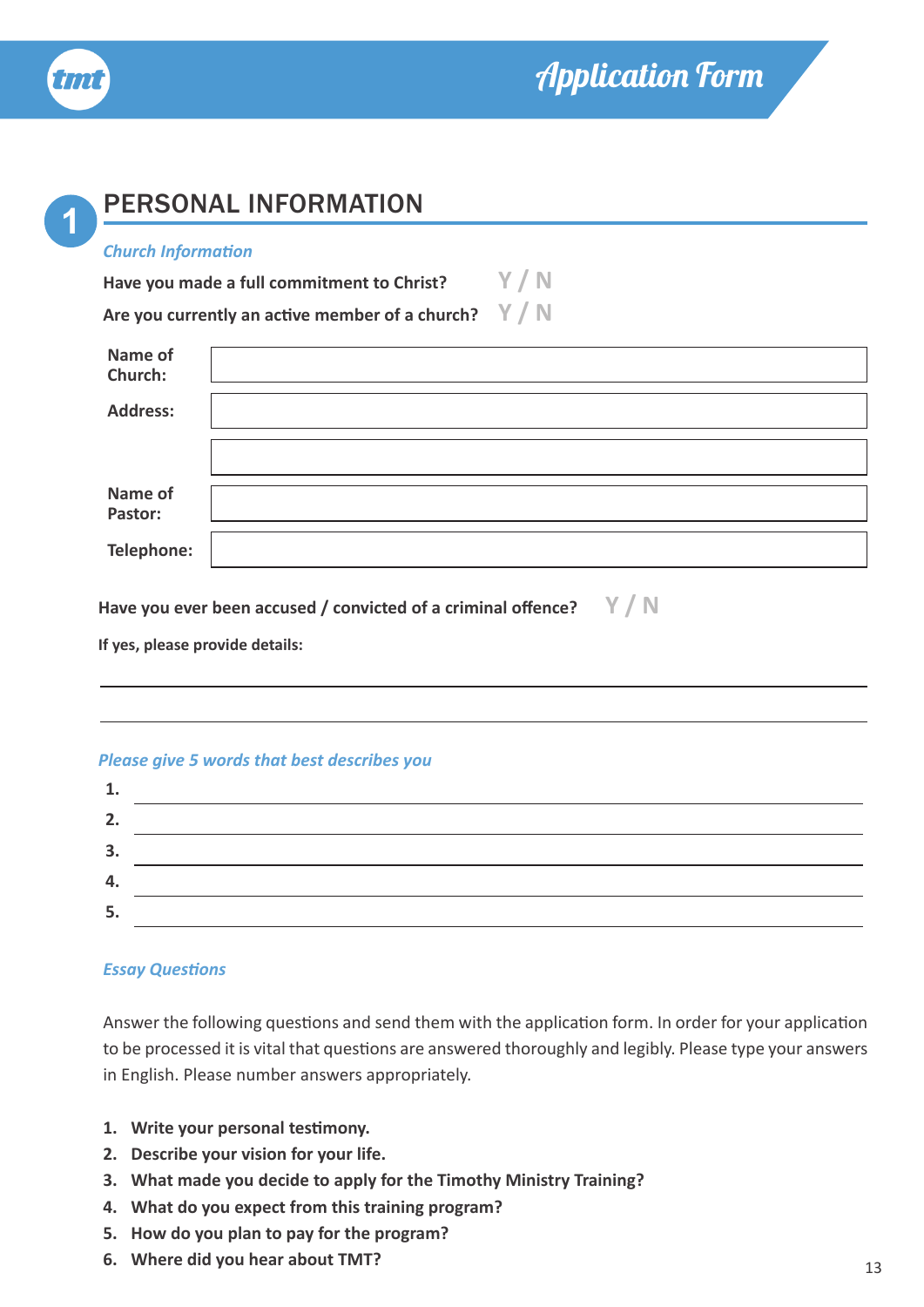# Application Form

## 1 PERSONAL INFORMATION

### *Church Information*

**Have you made a full commitment to Christ?** Y / N

**Are you currently an active member of a church?** Y / N

| | |
|---|---|
| **Name of Church:** | |
| **Address:** | |
| | |
| **Name of Pastor:** | |
| **Telephone:** | |

**Have you ever been accused / convicted of a criminal offence?** Y / N

**If yes, please provide details:**

\_\_\_\_\_\_\_\_\_\_\_\_\_\_\_\_\_\_\_\_\_\_\_\_\_\_\_\_\_\_\_\_\_\_\_\_\_\_\_\_

\_\_\_\_\_\_\_\_\_\_\_\_\_\_\_\_\_\_\_\_\_\_\_\_\_\_\_\_\_\_\_\_\_\_\_\_\_\_\_\_

### *Please give 5 words that best describes you*

**1.** \_\_\_\_\_\_\_\_\_\_\_\_\_\_\_\_\_\_\_\_\_\_\_\_\_\_\_\_\_\_

**2.** \_\_\_\_\_\_\_\_\_\_\_\_\_\_\_\_\_\_\_\_\_\_\_\_\_\_\_\_\_\_

**3.** \_\_\_\_\_\_\_\_\_\_\_\_\_\_\_\_\_\_\_\_\_\_\_\_\_\_\_\_\_\_

**4.** \_\_\_\_\_\_\_\_\_\_\_\_\_\_\_\_\_\_\_\_\_\_\_\_\_\_\_\_\_\_

**5.** \_\_\_\_\_\_\_\_\_\_\_\_\_\_\_\_\_\_\_\_\_\_\_\_\_\_\_\_\_\_

### *Essay Questions*

Answer the following questions and send them with the application form. In order for your application to be processed it is vital that questions are answered thoroughly and legibly. Please type your answers in English. Please number answers appropriately.

1. **Write your personal testimony.**
2. **Describe your vision for your life.**
3. **What made you decide to apply for the Timothy Ministry Training?**
4. **What do you expect from this training program?**
5. **How do you plan to pay for the program?**
6. **Where did you hear about TMT?**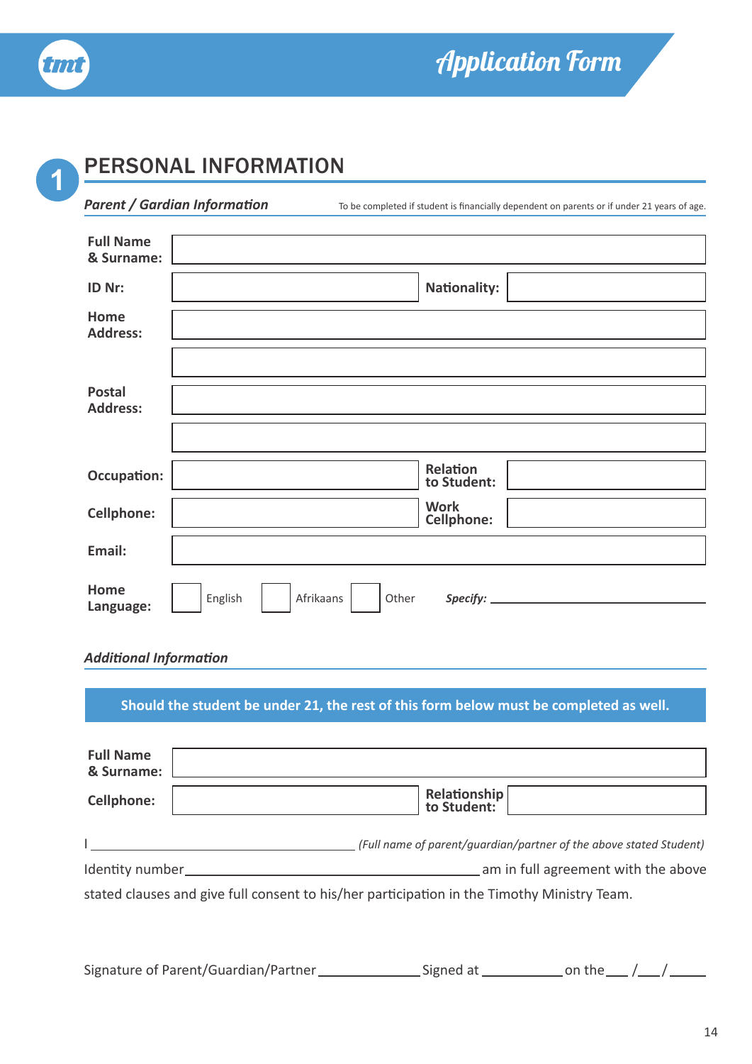tmt

# Application Form

## 1 PERSONAL INFORMATION

***Parent / Gardian Information*** To be completed if student is financially dependent on parents or if under 21 years of age.

| | | | |
|---|---|---|---|
| **Full Name & Surname:** | | | |
| **ID Nr:** | | **Nationality:** | |
| **Home Address:** | | | |
| | | | |
| **Postal Address:** | | | |
| | | | |
| **Occupation:** | | **Relation to Student:** | |
| **Cellphone:** | | **Work Cellphone:** | |
| **Email:** | | | |

**Home Language:** ☐ English ☐ Afrikaans ☐ Other ***Specify:*** ______________________

***Additional Information***

**Should the student be under 21, the rest of this form below must be completed as well.**

| | | | |
|---|---|---|---|
| **Full Name & Surname:** | | | |
| **Cellphone:** | | **Relationship to Student:** | |

I ______________________________ *(Full name of parent/guardian/partner of the above stated Student)*

Identity number ______________________________ am in full agreement with the above stated clauses and give full consent to his/her participation in the Timothy Ministry Team.

Signature of Parent/Guardian/Partner ____________ Signed at __________ on the ___ /___/_____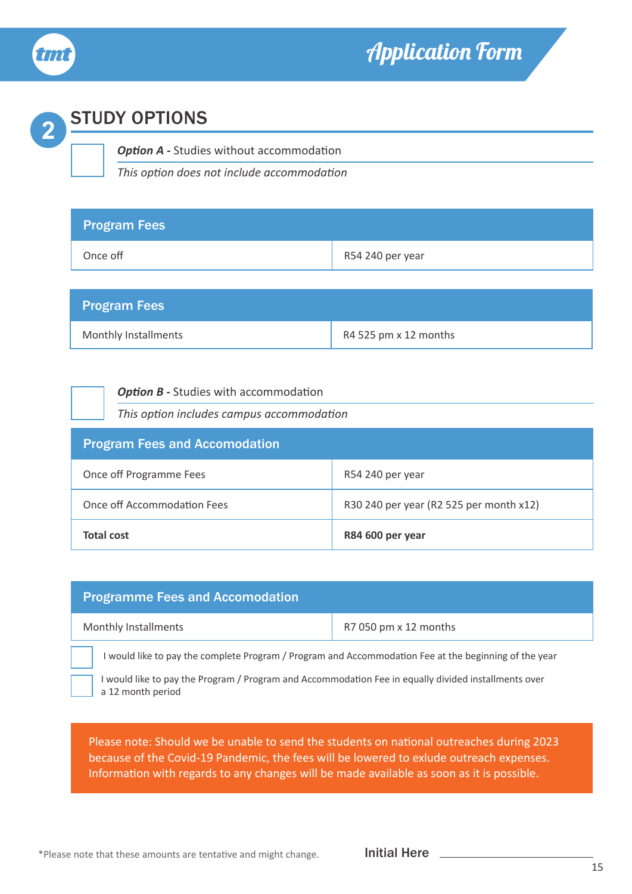## 2 STUDY OPTIONS

☐ ***Option A* - Studies without accommodation**

*This option does not include accommodation*

| Program Fees | |
|---|---|
| Once off | R54 240 per year |

| Program Fees | |
|---|---|
| Monthly Installments | R4 525 pm x 12 months |

☐ ***Option B* - Studies with accommodation**

*This option includes campus accommodation*

| Program Fees and Accomodation | |
|---|---|
| Once off Programme Fees | R54 240 per year |
| Once off Accommodation Fees | R30 240 per year (R2 525 per month x12) |
| **Total cost** | **R84 600 per year** |

| Programme Fees and Accomodation | |
|---|---|
| Monthly Installments | R7 050 pm x 12 months |

☐ I would like to pay the complete Program / Program and Accommodation Fee at the beginning of the year

☐ I would like to pay the Program / Program and Accommodation Fee in equally divided installments over a 12 month period

Please note: Should we be unable to send the students on national outreaches during 2023 because of the Covid-19 Pandemic, the fees will be lowered to exlude outreach expenses. Information with regards to any changes will be made available as soon as it is possible.

*Please note that these amounts are tentative and might change.

**Initial Here** ____________________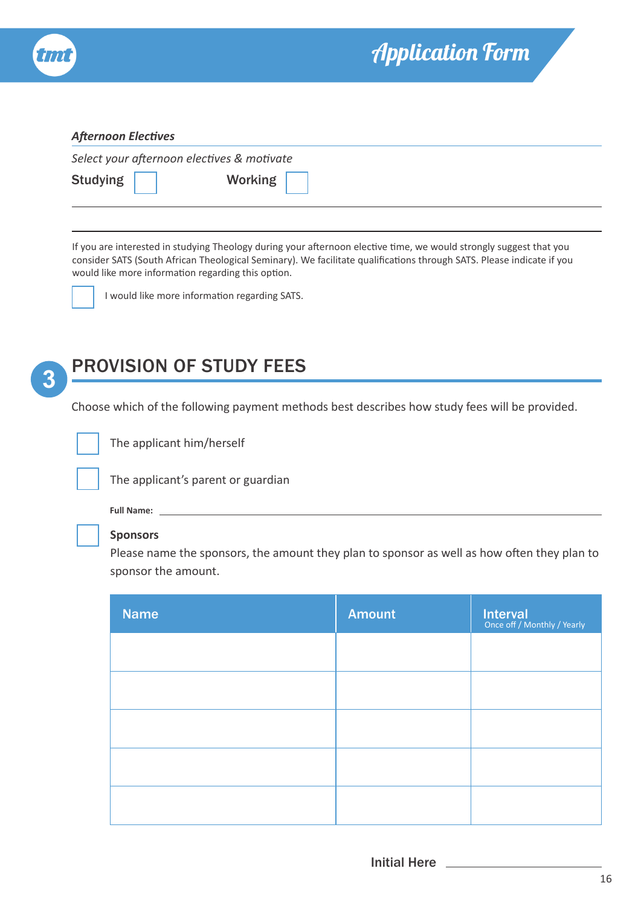*Afternoon Electives*

*Select your afternoon electives & motivate*

**Studying** ☐ **Working** ☐

If you are interested in studying Theology during your afternoon elective time, we would strongly suggest that you consider SATS (South African Theological Seminary). We facilitate qualifications through SATS. Please indicate if you would like more information regarding this option.

☐ I would like more information regarding SATS.

## 3 PROVISION OF STUDY FEES

Choose which of the following payment methods best describes how study fees will be provided.

☐ The applicant him/herself

☐ The applicant's parent or guardian

**Full Name:** ____________________

☐ **Sponsors**
Please name the sponsors, the amount they plan to sponsor as well as how often they plan to sponsor the amount.

| Name | Amount | Interval Once off / Monthly / Yearly |
|---|---|---|
| | | |
| | | |
| | | |
| | | |
| | | |

Initial Here ____________________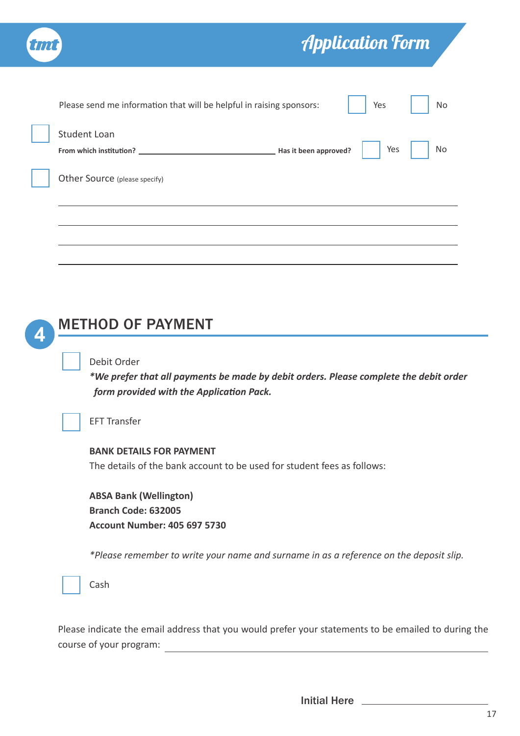Please send me information that will be helpful in raising sponsors: ☐ Yes ☐ No

☐ Student Loan

**From which institution?** ______________________ **Has it been approved?** ☐ Yes ☐ No

☐ Other Source (please specify)

______________________________________________

______________________________________________

______________________________________________

______________________________________________

## 4 METHOD OF PAYMENT

☐ Debit Order

***We prefer that all payments be made by debit orders. Please complete the debit order form provided with the Application Pack.**

☐ EFT Transfer

**BANK DETAILS FOR PAYMENT**

The details of the bank account to be used for student fees as follows:

**ABSA Bank (Wellington)**
**Branch Code: 632005**
**Account Number: 405 697 5730**

**Please remember to write your name and surname in as a reference on the deposit slip.*

☐ Cash

Please indicate the email address that you would prefer your statements to be emailed to during the course of your program: ______________________

Initial Here ______________________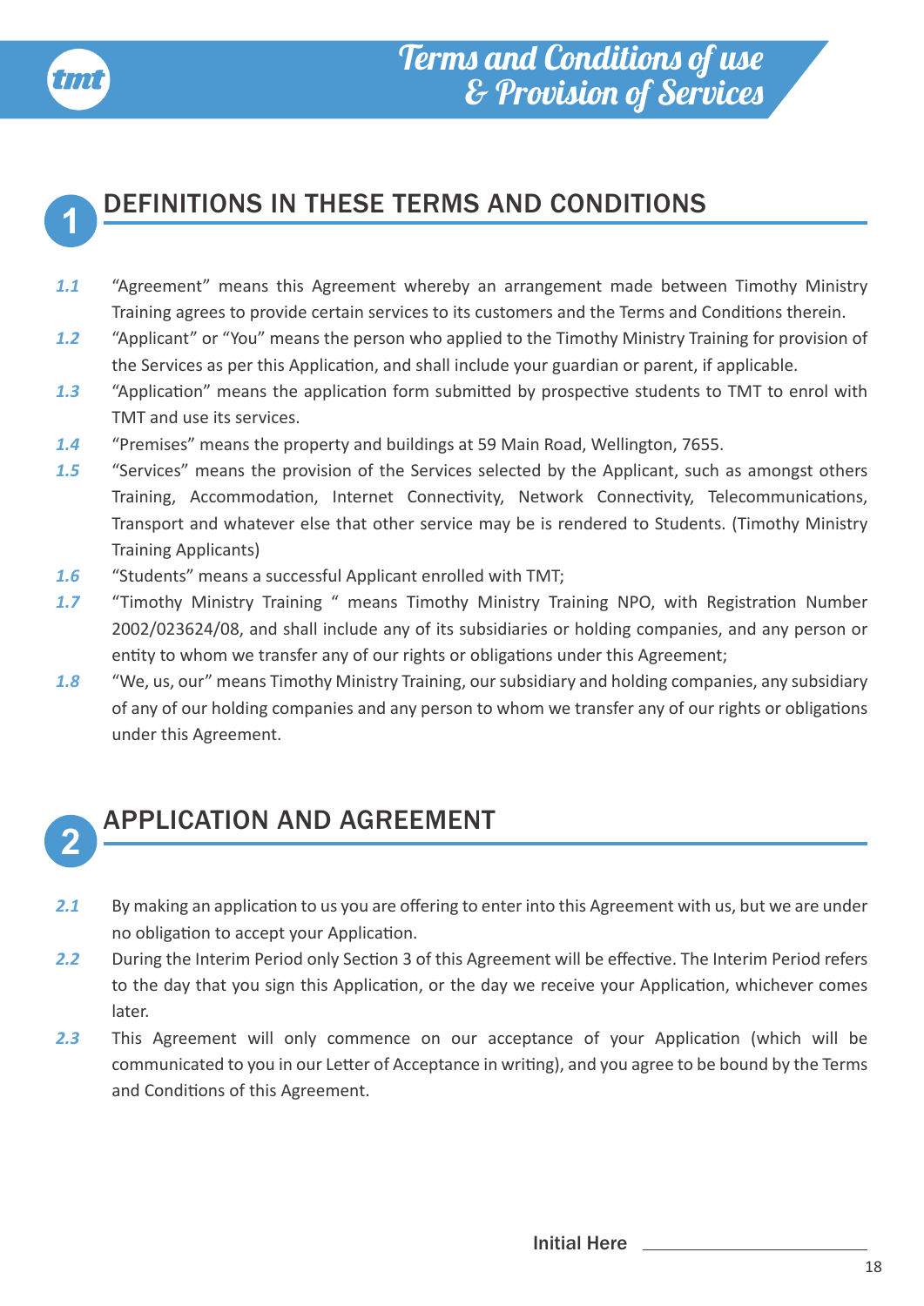# Terms and Conditions of use & Provision of Services

## 1 DEFINITIONS IN THESE TERMS AND CONDITIONS

*1.1* "Agreement" means this Agreement whereby an arrangement made between Timothy Ministry Training agrees to provide certain services to its customers and the Terms and Conditions therein.

*1.2* "Applicant" or "You" means the person who applied to the Timothy Ministry Training for provision of the Services as per this Application, and shall include your guardian or parent, if applicable.

*1.3* "Application" means the application form submitted by prospective students to TMT to enrol with TMT and use its services.

*1.4* "Premises" means the property and buildings at 59 Main Road, Wellington, 7655.

*1.5* "Services" means the provision of the Services selected by the Applicant, such as amongst others Training, Accommodation, Internet Connectivity, Network Connectivity, Telecommunications, Transport and whatever else that other service may be is rendered to Students. (Timothy Ministry Training Applicants)

*1.6* "Students" means a successful Applicant enrolled with TMT;

*1.7* "Timothy Ministry Training " means Timothy Ministry Training NPO, with Registration Number 2002/023624/08, and shall include any of its subsidiaries or holding companies, and any person or entity to whom we transfer any of our rights or obligations under this Agreement;

*1.8* "We, us, our" means Timothy Ministry Training, our subsidiary and holding companies, any subsidiary of any of our holding companies and any person to whom we transfer any of our rights or obligations under this Agreement.

## 2 APPLICATION AND AGREEMENT

*2.1* By making an application to us you are offering to enter into this Agreement with us, but we are under no obligation to accept your Application.

*2.2* During the Interim Period only Section 3 of this Agreement will be effective. The Interim Period refers to the day that you sign this Application, or the day we receive your Application, whichever comes later.

*2.3* This Agreement will only commence on our acceptance of your Application (which will be communicated to you in our Letter of Acceptance in writing), and you agree to be bound by the Terms and Conditions of this Agreement.

Initial Here \_\_\_\_\_\_\_\_\_\_\_\_\_\_\_\_\_\_\_\_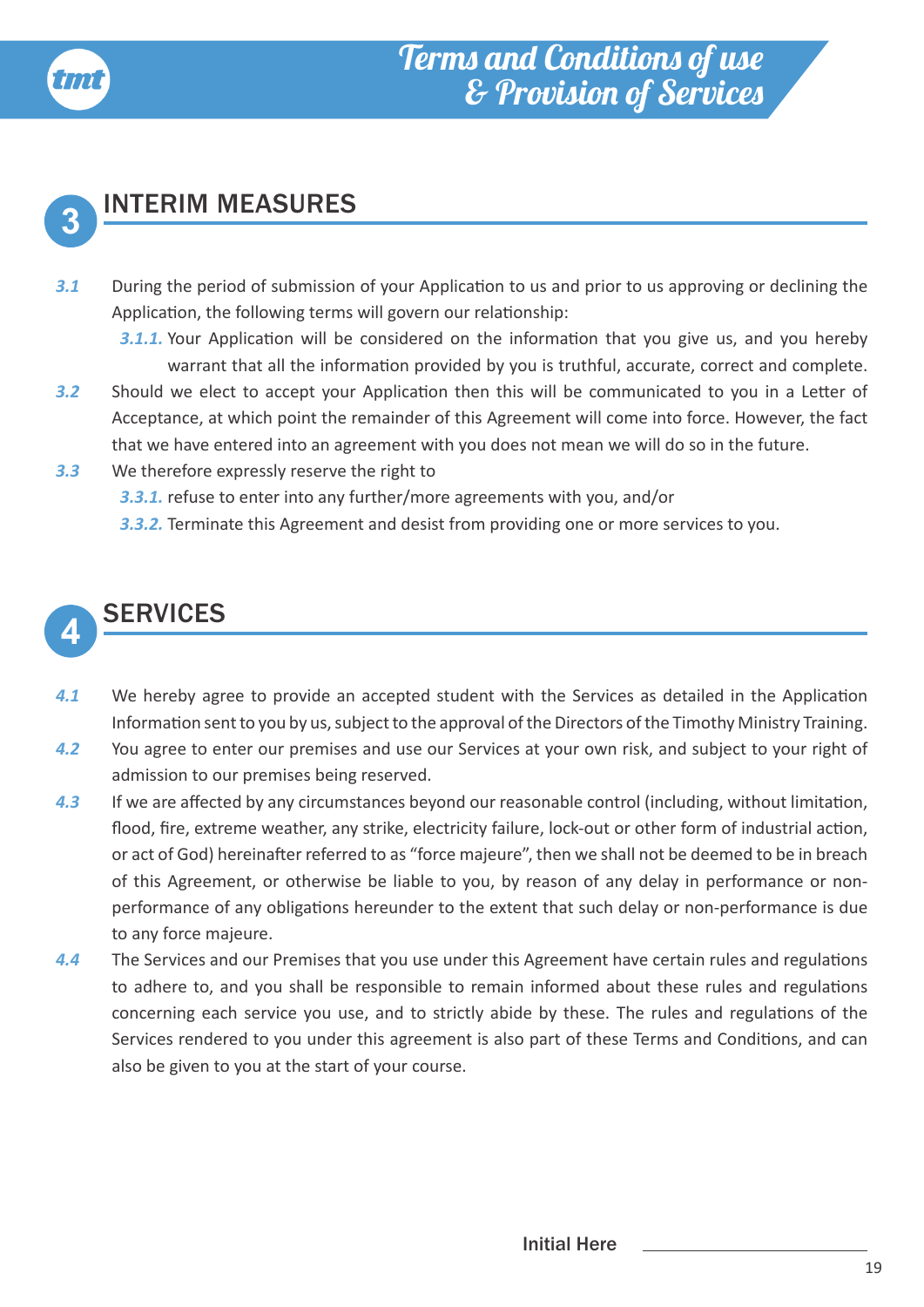## 3 INTERIM MEASURES

**3.1** During the period of submission of your Application to us and prior to us approving or declining the Application, the following terms will govern our relationship:

- **3.1.1.** Your Application will be considered on the information that you give us, and you hereby warrant that all the information provided by you is truthful, accurate, correct and complete.

**3.2** Should we elect to accept your Application then this will be communicated to you in a Letter of Acceptance, at which point the remainder of this Agreement will come into force. However, the fact that we have entered into an agreement with you does not mean we will do so in the future.

**3.3** We therefore expressly reserve the right to

- **3.3.1.** refuse to enter into any further/more agreements with you, and/or
- **3.3.2.** Terminate this Agreement and desist from providing one or more services to you.

## 4 SERVICES

**4.1** We hereby agree to provide an accepted student with the Services as detailed in the Application Information sent to you by us, subject to the approval of the Directors of the Timothy Ministry Training.

**4.2** You agree to enter our premises and use our Services at your own risk, and subject to your right of admission to our premises being reserved.

**4.3** If we are affected by any circumstances beyond our reasonable control (including, without limitation, flood, fire, extreme weather, any strike, electricity failure, lock-out or other form of industrial action, or act of God) hereinafter referred to as "force majeure", then we shall not be deemed to be in breach of this Agreement, or otherwise be liable to you, by reason of any delay in performance or non-performance of any obligations hereunder to the extent that such delay or non-performance is due to any force majeure.

**4.4** The Services and our Premises that you use under this Agreement have certain rules and regulations to adhere to, and you shall be responsible to remain informed about these rules and regulations concerning each service you use, and to strictly abide by these. The rules and regulations of the Services rendered to you under this agreement is also part of these Terms and Conditions, and can also be given to you at the start of your course.

Initial Here ____________________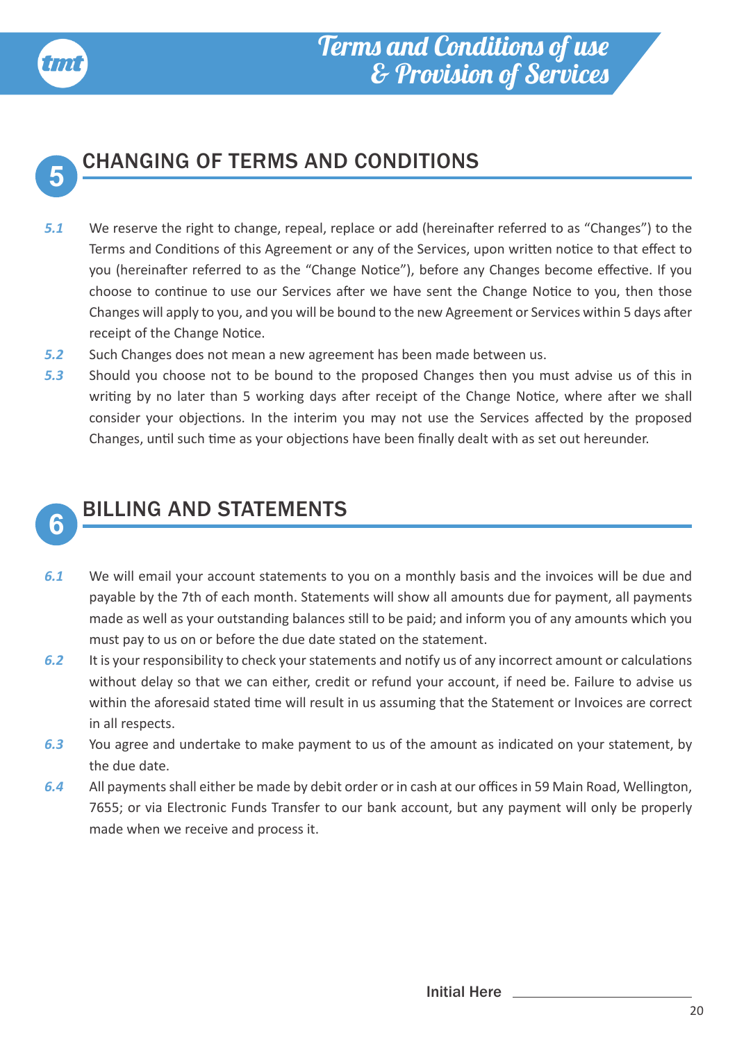## 5 CHANGING OF TERMS AND CONDITIONS

*5.1* We reserve the right to change, repeal, replace or add (hereinafter referred to as "Changes") to the Terms and Conditions of this Agreement or any of the Services, upon written notice to that effect to you (hereinafter referred to as the "Change Notice"), before any Changes become effective. If you choose to continue to use our Services after we have sent the Change Notice to you, then those Changes will apply to you, and you will be bound to the new Agreement or Services within 5 days after receipt of the Change Notice.

*5.2* Such Changes does not mean a new agreement has been made between us.

*5.3* Should you choose not to be bound to the proposed Changes then you must advise us of this in writing by no later than 5 working days after receipt of the Change Notice, where after we shall consider your objections. In the interim you may not use the Services affected by the proposed Changes, until such time as your objections have been finally dealt with as set out hereunder.

## 6 BILLING AND STATEMENTS

*6.1* We will email your account statements to you on a monthly basis and the invoices will be due and payable by the 7th of each month. Statements will show all amounts due for payment, all payments made as well as your outstanding balances still to be paid; and inform you of any amounts which you must pay to us on or before the due date stated on the statement.

*6.2* It is your responsibility to check your statements and notify us of any incorrect amount or calculations without delay so that we can either, credit or refund your account, if need be. Failure to advise us within the aforesaid stated time will result in us assuming that the Statement or Invoices are correct in all respects.

*6.3* You agree and undertake to make payment to us of the amount as indicated on your statement, by the due date.

*6.4* All payments shall either be made by debit order or in cash at our offices in 59 Main Road, Wellington, 7655; or via Electronic Funds Transfer to our bank account, but any payment will only be properly made when we receive and process it.

Initial Here \_\_\_\_\_\_\_\_\_\_\_\_\_\_\_\_\_\_\_\_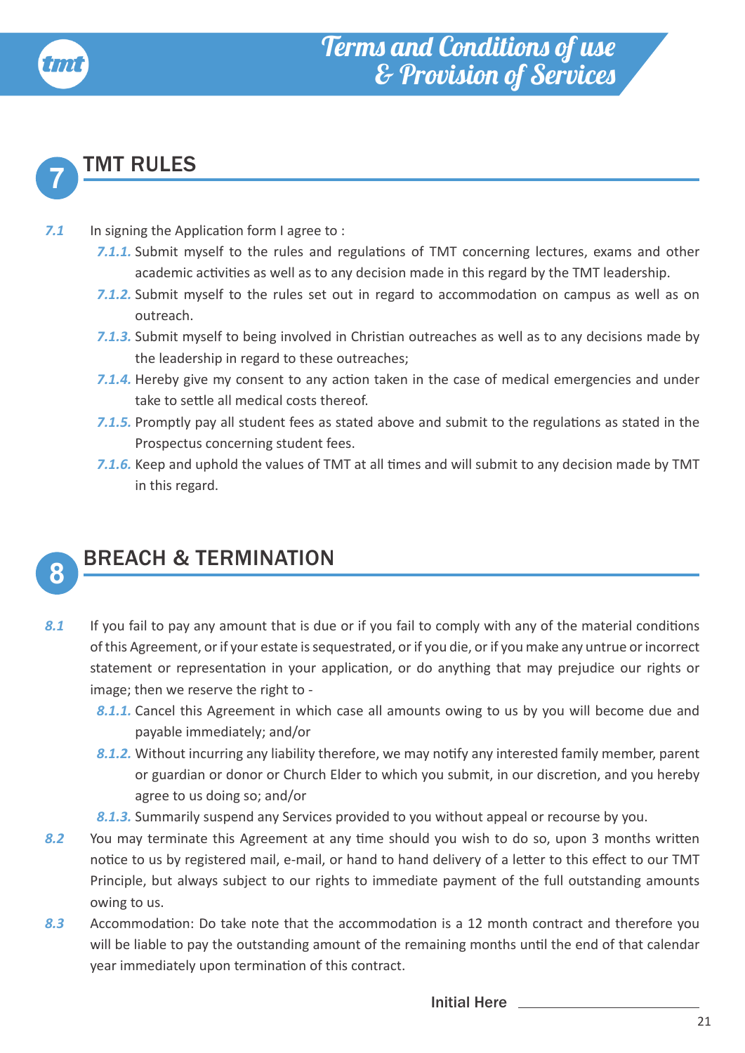## 7 TMT RULES

*7.1* In signing the Application form I agree to :

- *7.1.1.* Submit myself to the rules and regulations of TMT concerning lectures, exams and other academic activities as well as to any decision made in this regard by the TMT leadership.
- *7.1.2.* Submit myself to the rules set out in regard to accommodation on campus as well as on outreach.
- *7.1.3.* Submit myself to being involved in Christian outreaches as well as to any decisions made by the leadership in regard to these outreaches;
- *7.1.4.* Hereby give my consent to any action taken in the case of medical emergencies and under take to settle all medical costs thereof.
- *7.1.5.* Promptly pay all student fees as stated above and submit to the regulations as stated in the Prospectus concerning student fees.
- *7.1.6.* Keep and uphold the values of TMT at all times and will submit to any decision made by TMT in this regard.

## 8 BREACH & TERMINATION

*8.1* If you fail to pay any amount that is due or if you fail to comply with any of the material conditions of this Agreement, or if your estate is sequestrated, or if you die, or if you make any untrue or incorrect statement or representation in your application, or do anything that may prejudice our rights or image; then we reserve the right to -

- *8.1.1.* Cancel this Agreement in which case all amounts owing to us by you will become due and payable immediately; and/or
- *8.1.2.* Without incurring any liability therefore, we may notify any interested family member, parent or guardian or donor or Church Elder to which you submit, in our discretion, and you hereby agree to us doing so; and/or
- *8.1.3.* Summarily suspend any Services provided to you without appeal or recourse by you.

*8.2* You may terminate this Agreement at any time should you wish to do so, upon 3 months written notice to us by registered mail, e-mail, or hand to hand delivery of a letter to this effect to our TMT Principle, but always subject to our rights to immediate payment of the full outstanding amounts owing to us.

*8.3* Accommodation: Do take note that the accommodation is a 12 month contract and therefore you will be liable to pay the outstanding amount of the remaining months until the end of that calendar year immediately upon termination of this contract.

Initial Here ____________________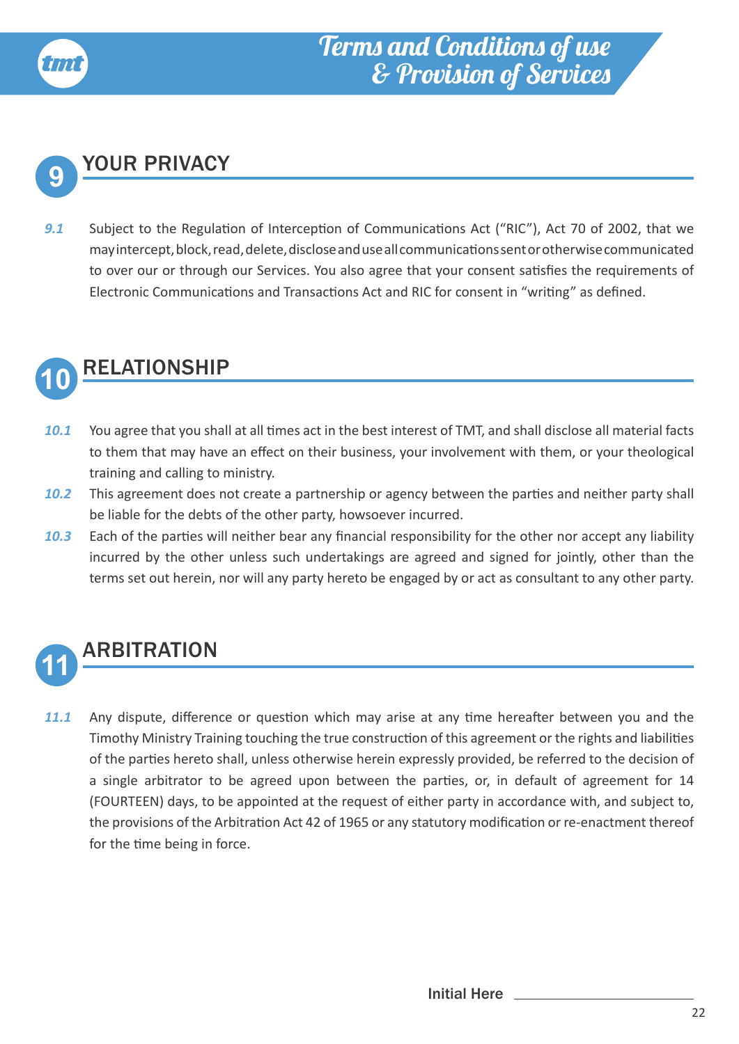## 9 YOUR PRIVACY

*9.1* Subject to the Regulation of Interception of Communications Act ("RIC"), Act 70 of 2002, that we may intercept, block, read, delete, disclose and use all communications sent or otherwise communicated to over our or through our Services. You also agree that your consent satisfies the requirements of Electronic Communications and Transactions Act and RIC for consent in "writing" as defined.

## 10 RELATIONSHIP

*10.1* You agree that you shall at all times act in the best interest of TMT, and shall disclose all material facts to them that may have an effect on their business, your involvement with them, or your theological training and calling to ministry.

*10.2* This agreement does not create a partnership or agency between the parties and neither party shall be liable for the debts of the other party, howsoever incurred.

*10.3* Each of the parties will neither bear any financial responsibility for the other nor accept any liability incurred by the other unless such undertakings are agreed and signed for jointly, other than the terms set out herein, nor will any party hereto be engaged by or act as consultant to any other party.

## 11 ARBITRATION

*11.1* Any dispute, difference or question which may arise at any time hereafter between you and the Timothy Ministry Training touching the true construction of this agreement or the rights and liabilities of the parties hereto shall, unless otherwise herein expressly provided, be referred to the decision of a single arbitrator to be agreed upon between the parties, or, in default of agreement for 14 (FOURTEEN) days, to be appointed at the request of either party in accordance with, and subject to, the provisions of the Arbitration Act 42 of 1965 or any statutory modification or re-enactment thereof for the time being in force.

Initial Here ____________________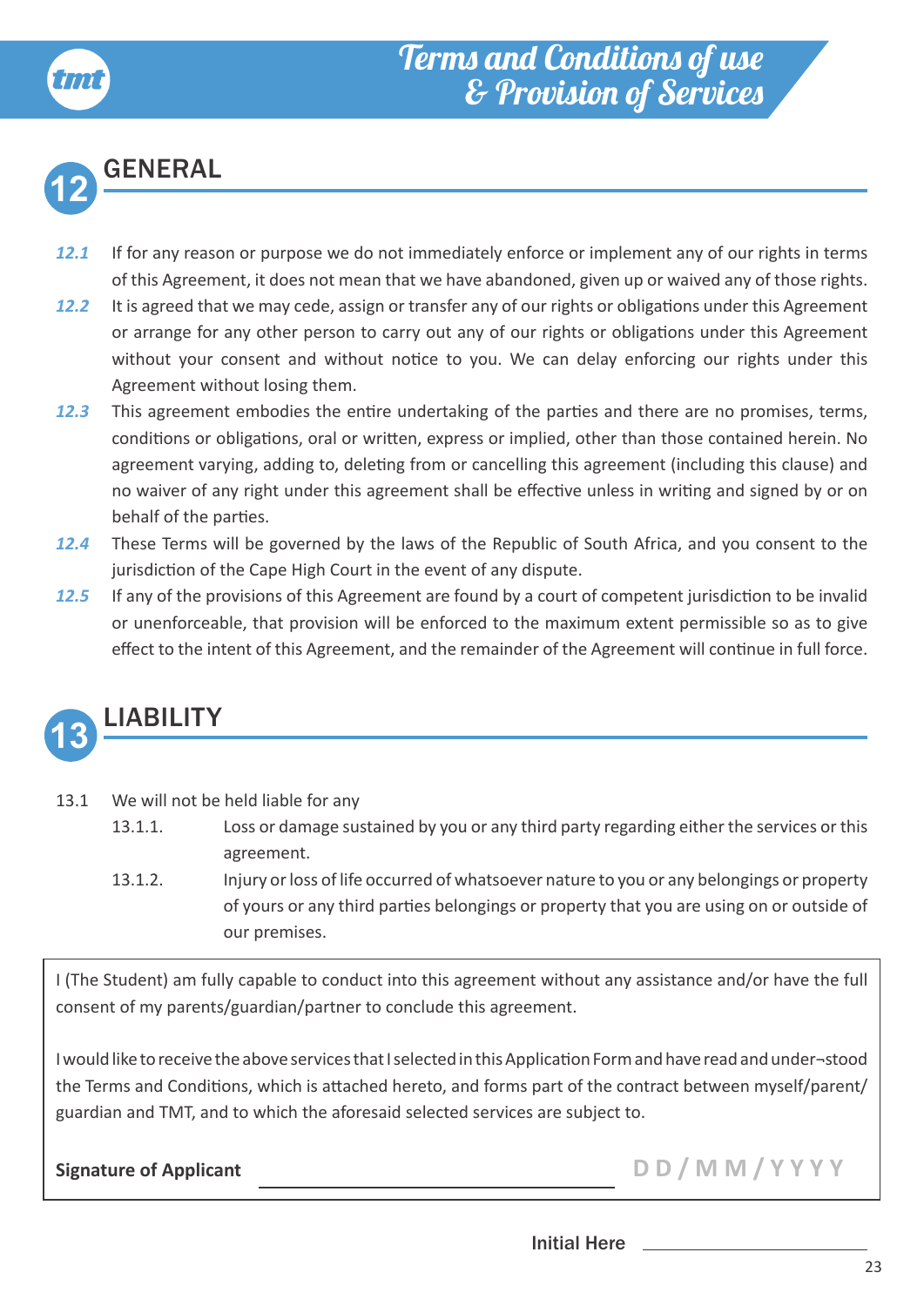## 12 GENERAL

*12.1* If for any reason or purpose we do not immediately enforce or implement any of our rights in terms of this Agreement, it does not mean that we have abandoned, given up or waived any of those rights.

*12.2* It is agreed that we may cede, assign or transfer any of our rights or obligations under this Agreement or arrange for any other person to carry out any of our rights or obligations under this Agreement without your consent and without notice to you. We can delay enforcing our rights under this Agreement without losing them.

*12.3* This agreement embodies the entire undertaking of the parties and there are no promises, terms, conditions or obligations, oral or written, express or implied, other than those contained herein. No agreement varying, adding to, deleting from or cancelling this agreement (including this clause) and no waiver of any right under this agreement shall be effective unless in writing and signed by or on behalf of the parties.

*12.4* These Terms will be governed by the laws of the Republic of South Africa, and you consent to the jurisdiction of the Cape High Court in the event of any dispute.

*12.5* If any of the provisions of this Agreement are found by a court of competent jurisdiction to be invalid or unenforceable, that provision will be enforced to the maximum extent permissible so as to give effect to the intent of this Agreement, and the remainder of the Agreement will continue in full force.

## 13 LIABILITY

13.1 We will not be held liable for any

13.1.1. Loss or damage sustained by you or any third party regarding either the services or this agreement.

13.1.2. Injury or loss of life occurred of whatsoever nature to you or any belongings or property of yours or any third parties belongings or property that you are using on or outside of our premises.

I (The Student) am fully capable to conduct into this agreement without any assistance and/or have the full consent of my parents/guardian/partner to conclude this agreement.

I would like to receive the above services that I selected in this Application Form and have read and under¬stood the Terms and Conditions, which is attached hereto, and forms part of the contract between myself/parent/guardian and TMT, and to which the aforesaid selected services are subject to.

**Signature of Applicant** ______________________ D D / M M / Y Y Y Y

Initial Here ______________________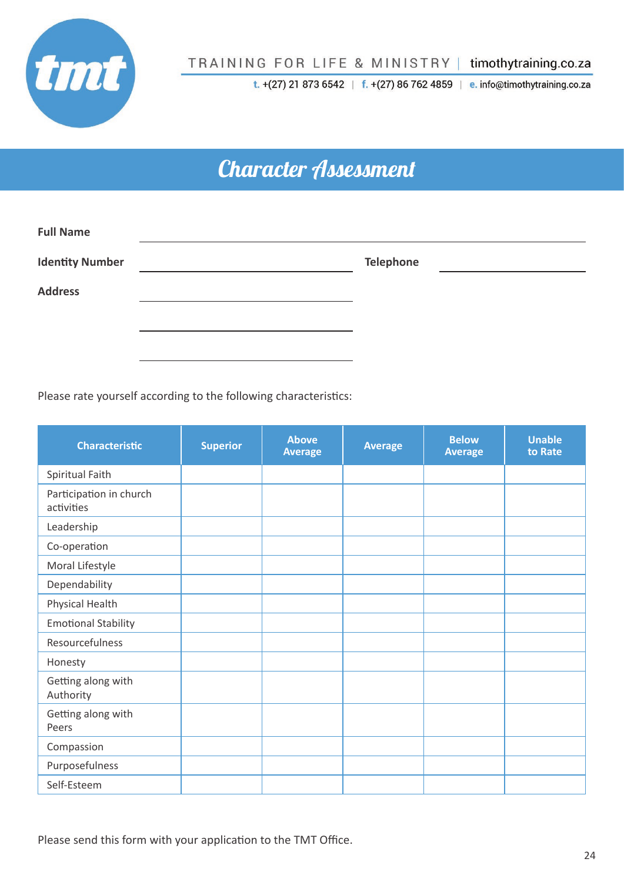TRAINING FOR LIFE & MINISTRY | timothytraining.co.za

t. +(27) 21 873 6542 | f. +(27) 86 762 4859 | e. info@timothytraining.co.za

# Character Assessment

**Full Name** ______________________________

**Identity Number** ______________________ **Telephone** ______________________

**Address** ______________________________

______________________________

______________________________

Please rate yourself according to the following characteristics:

| Characteristic | Superior | Above Average | Average | Below Average | Unable to Rate |
|---|---|---|---|---|---|
| Spiritual Faith | | | | | |
| Participation in church activities | | | | | |
| Leadership | | | | | |
| Co-operation | | | | | |
| Moral Lifestyle | | | | | |
| Dependability | | | | | |
| Physical Health | | | | | |
| Emotional Stability | | | | | |
| Resourcefulness | | | | | |
| Honesty | | | | | |
| Getting along with Authority | | | | | |
| Getting along with Peers | | | | | |
| Compassion | | | | | |
| Purposefulness | | | | | |
| Self-Esteem | | | | | |

Please send this form with your application to the TMT Office.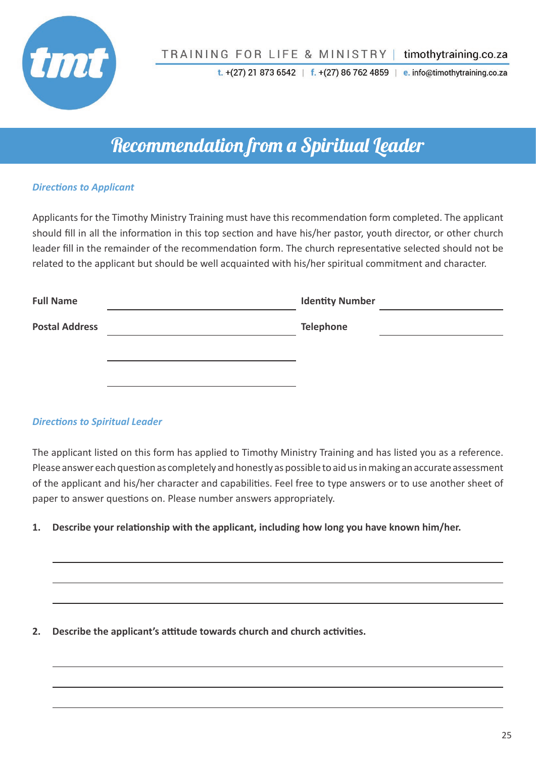TRAINING FOR LIFE & MINISTRY | timothytraining.co.za

t. +(27) 21 873 6542 | f. +(27) 86 762 4859 | e. info@timothytraining.co.za

# Recommendation from a Spiritual Leader

***Directions to Applicant***

Applicants for the Timothy Ministry Training must have this recommendation form completed. The applicant should fill in all the information in this top section and have his/her pastor, youth director, or other church leader fill in the remainder of the recommendation form. The church representative selected should not be related to the applicant but should be well acquainted with his/her spiritual commitment and character.

| | | | |
|---|---|---|---|
| **Full Name** | ____________________ | **Identity Number** | ____________________ |
| **Postal Address** | ____________________ | **Telephone** | ____________________ |
| | ____________________ | | |
| | ____________________ | | |

***Directions to Spiritual Leader***

The applicant listed on this form has applied to Timothy Ministry Training and has listed you as a reference. Please answer each question as completely and honestly as possible to aid us in making an accurate assessment of the applicant and his/her character and capabilities. Feel free to type answers or to use another sheet of paper to answer questions on. Please number answers appropriately.

**1. Describe your relationship with the applicant, including how long you have known him/her.**

______________________________________________________________________

______________________________________________________________________

______________________________________________________________________

**2. Describe the applicant's attitude towards church and church activities.**

______________________________________________________________________

______________________________________________________________________

______________________________________________________________________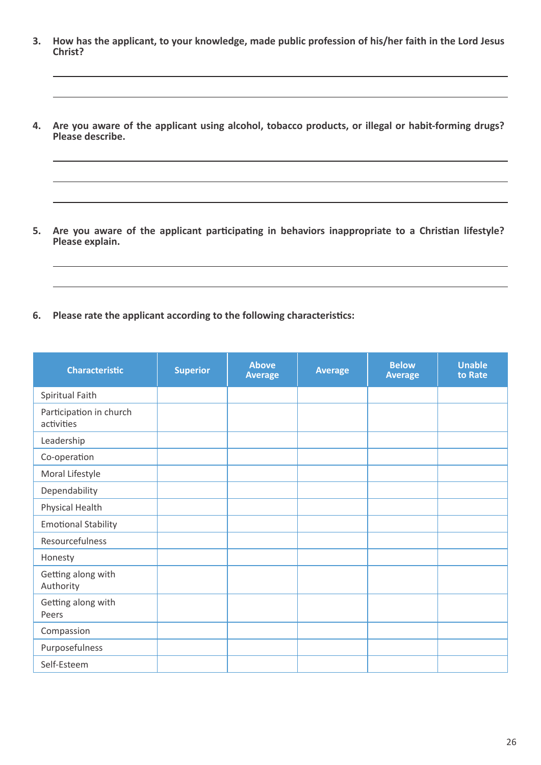3. **How has the applicant, to your knowledge, made public profession of his/her faith in the Lord Jesus Christ?**

______________________________________________________________________

______________________________________________________________________

4. **Are you aware of the applicant using alcohol, tobacco products, or illegal or habit-forming drugs? Please describe.**

______________________________________________________________________

______________________________________________________________________

______________________________________________________________________

5. **Are you aware of the applicant participating in behaviors inappropriate to a Christian lifestyle? Please explain.**

______________________________________________________________________

______________________________________________________________________

6. **Please rate the applicant according to the following characteristics:**

| Characteristic | Superior | Above Average | Average | Below Average | Unable to Rate |
|---|---|---|---|---|---|
| Spiritual Faith | | | | | |
| Participation in church activities | | | | | |
| Leadership | | | | | |
| Co-operation | | | | | |
| Moral Lifestyle | | | | | |
| Dependability | | | | | |
| Physical Health | | | | | |
| Emotional Stability | | | | | |
| Resourcefulness | | | | | |
| Honesty | | | | | |
| Getting along with Authority | | | | | |
| Getting along with Peers | | | | | |
| Compassion | | | | | |
| Purposefulness | | | | | |
| Self-Esteem | | | | | |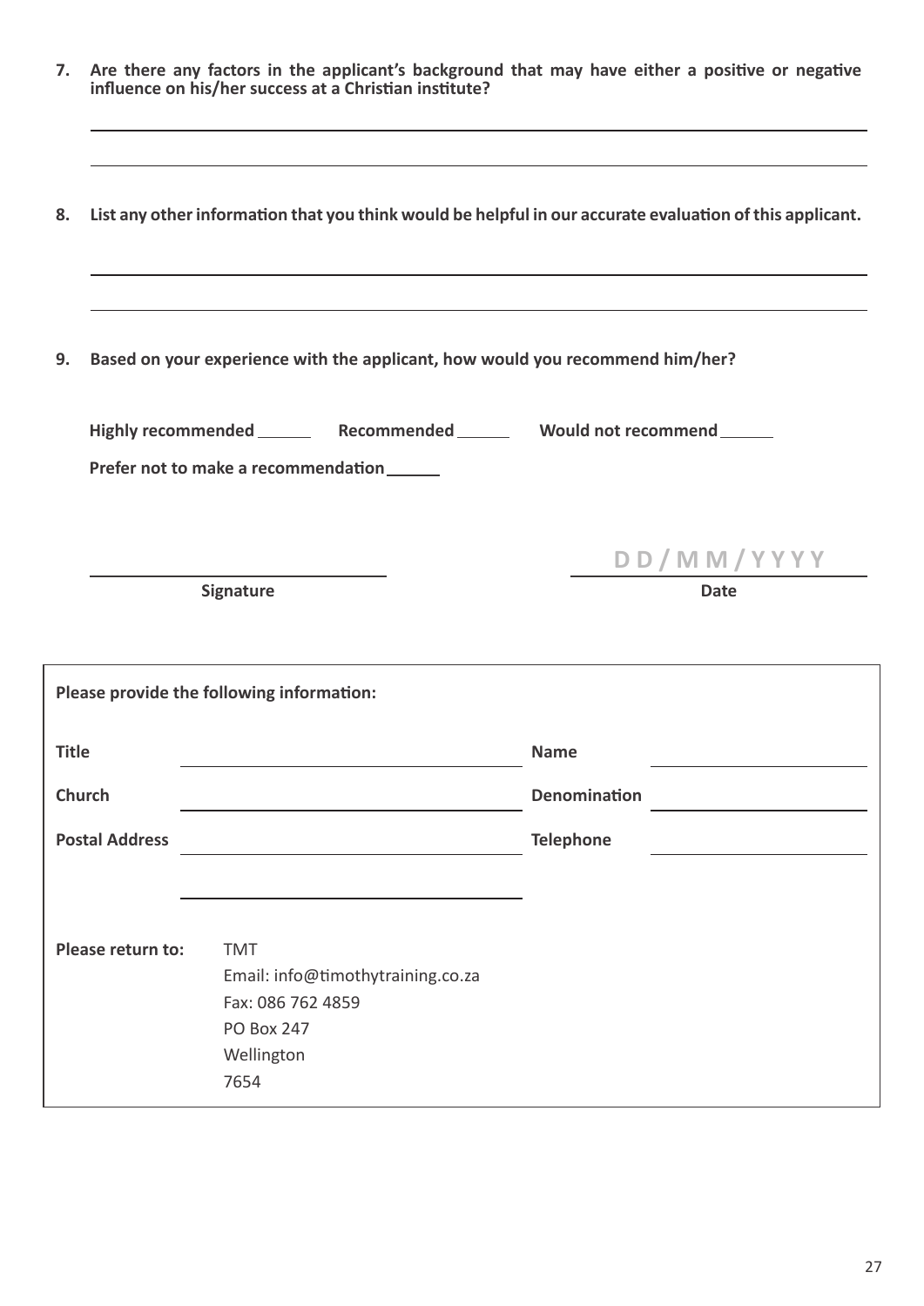**7. Are there any factors in the applicant's background that may have either a positive or negative influence on his/her success at a Christian institute?**

______________________________________________________________________

______________________________________________________________________

**8. List any other information that you think would be helpful in our accurate evaluation of this applicant.**

______________________________________________________________________

______________________________________________________________________

**9. Based on your experience with the applicant, how would you recommend him/her?**

**Highly recommended** ______ **Recommended** ______ **Would not recommend** ______

**Prefer not to make a recommendation** ______

______________________________ D D / M M / Y Y Y Y

**Signature** **Date**

**Please provide the following information:**

| | | | |
|---|---|---|---|
| **Title** | | **Name** | |
| **Church** | | **Denomination** | |
| **Postal Address** | | **Telephone** | |
| | | | |

**Please return to:** TMT
Email: info@timothytraining.co.za
Fax: 086 762 4859
PO Box 247
Wellington
7654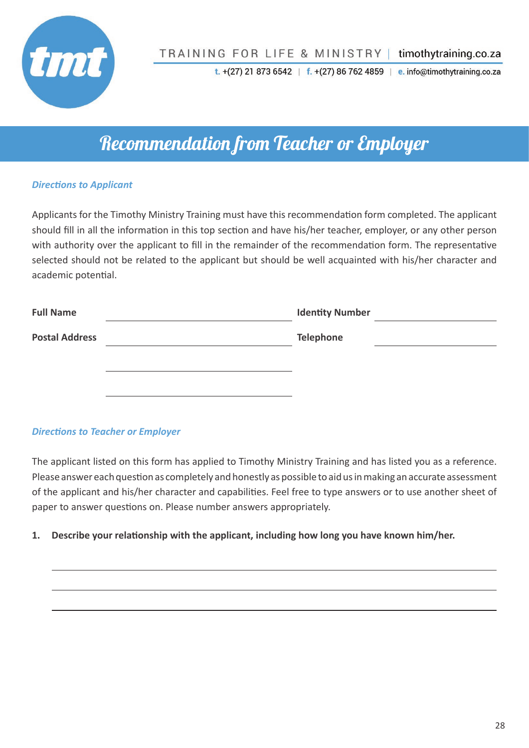TRAINING FOR LIFE & MINISTRY | timothytraining.co.za

t. +(27) 21 873 6542 | f. +(27) 86 762 4859 | e. info@timothytraining.co.za

# Recommendation from Teacher or Employer

***Directions to Applicant***

Applicants for the Timothy Ministry Training must have this recommendation form completed. The applicant should fill in all the information in this top section and have his/her teacher, employer, or any other person with authority over the applicant to fill in the remainder of the recommendation form. The representative selected should not be related to the applicant but should be well acquainted with his/her character and academic potential.

**Full Name** ______________________________ **Identity Number** ____________________

**Postal Address** ______________________________ **Telephone** ____________________

______________________________

______________________________

***Directions to Teacher or Employer***

The applicant listed on this form has applied to Timothy Ministry Training and has listed you as a reference. Please answer each question as completely and honestly as possible to aid us in making an accurate assessment of the applicant and his/her character and capabilities. Feel free to type answers or to use another sheet of paper to answer questions on. Please number answers appropriately.

**1. Describe your relationship with the applicant, including how long you have known him/her.**

______________________________________________________________________

______________________________________________________________________

______________________________________________________________________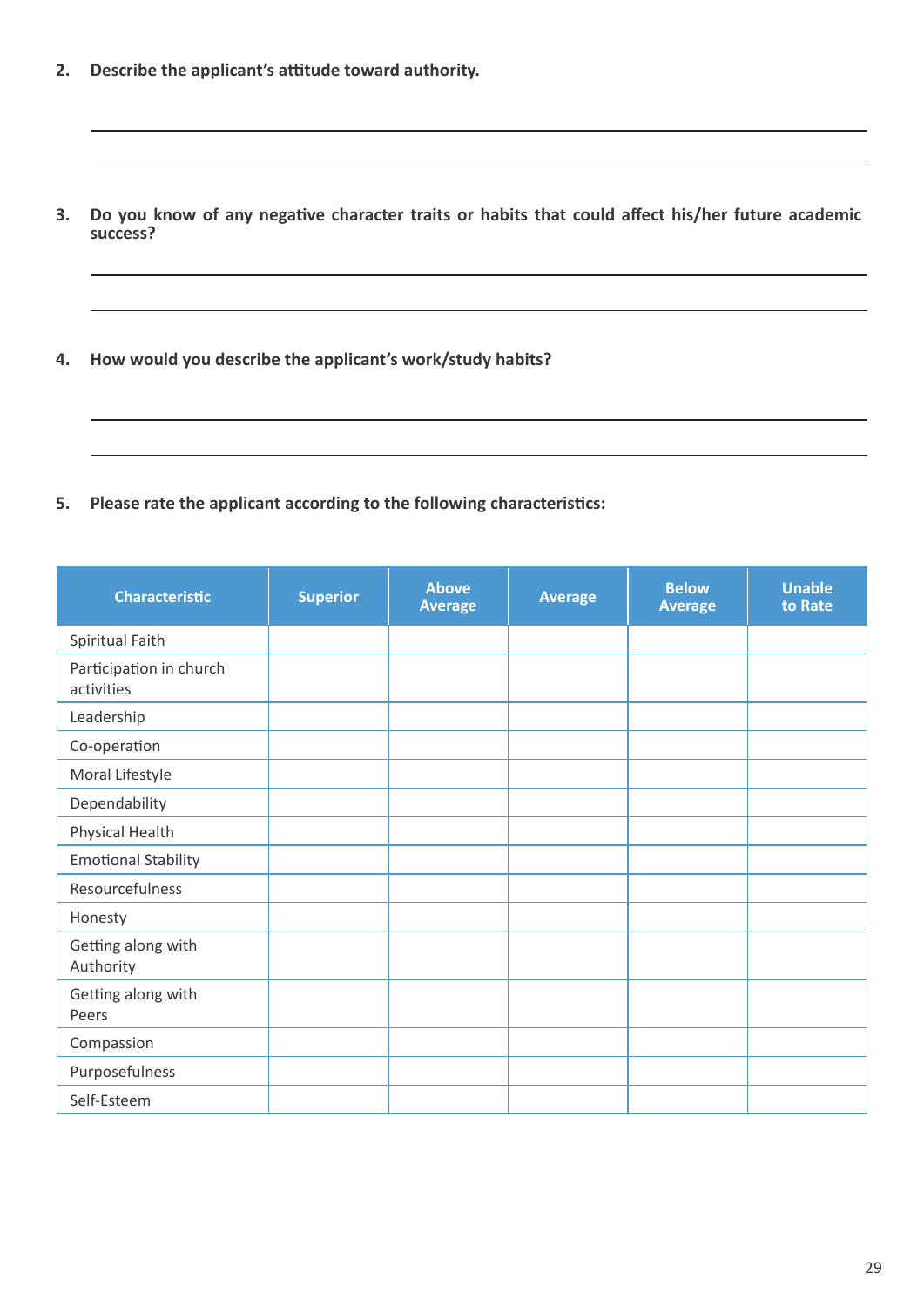2. **Describe the applicant's attitude toward authority.**

\_\_\_\_\_\_\_\_\_\_\_\_\_\_\_\_\_\_\_\_\_\_\_\_\_\_\_\_\_\_\_\_\_\_\_\_\_\_\_\_\_\_\_\_\_\_\_\_\_\_\_\_\_\_\_\_\_\_\_\_

\_\_\_\_\_\_\_\_\_\_\_\_\_\_\_\_\_\_\_\_\_\_\_\_\_\_\_\_\_\_\_\_\_\_\_\_\_\_\_\_\_\_\_\_\_\_\_\_\_\_\_\_\_\_\_\_\_\_\_\_

3. **Do you know of any negative character traits or habits that could affect his/her future academic success?**

\_\_\_\_\_\_\_\_\_\_\_\_\_\_\_\_\_\_\_\_\_\_\_\_\_\_\_\_\_\_\_\_\_\_\_\_\_\_\_\_\_\_\_\_\_\_\_\_\_\_\_\_\_\_\_\_\_\_\_\_

\_\_\_\_\_\_\_\_\_\_\_\_\_\_\_\_\_\_\_\_\_\_\_\_\_\_\_\_\_\_\_\_\_\_\_\_\_\_\_\_\_\_\_\_\_\_\_\_\_\_\_\_\_\_\_\_\_\_\_\_

4. **How would you describe the applicant's work/study habits?**

\_\_\_\_\_\_\_\_\_\_\_\_\_\_\_\_\_\_\_\_\_\_\_\_\_\_\_\_\_\_\_\_\_\_\_\_\_\_\_\_\_\_\_\_\_\_\_\_\_\_\_\_\_\_\_\_\_\_\_\_

\_\_\_\_\_\_\_\_\_\_\_\_\_\_\_\_\_\_\_\_\_\_\_\_\_\_\_\_\_\_\_\_\_\_\_\_\_\_\_\_\_\_\_\_\_\_\_\_\_\_\_\_\_\_\_\_\_\_\_\_

5. **Please rate the applicant according to the following characteristics:**

| Characteristic | Superior | Above Average | Average | Below Average | Unable to Rate |
|---|---|---|---|---|---|
| Spiritual Faith | | | | | |
| Participation in church activities | | | | | |
| Leadership | | | | | |
| Co-operation | | | | | |
| Moral Lifestyle | | | | | |
| Dependability | | | | | |
| Physical Health | | | | | |
| Emotional Stability | | | | | |
| Resourcefulness | | | | | |
| Honesty | | | | | |
| Getting along with Authority | | | | | |
| Getting along with Peers | | | | | |
| Compassion | | | | | |
| Purposefulness | | | | | |
| Self-Esteem | | | | | |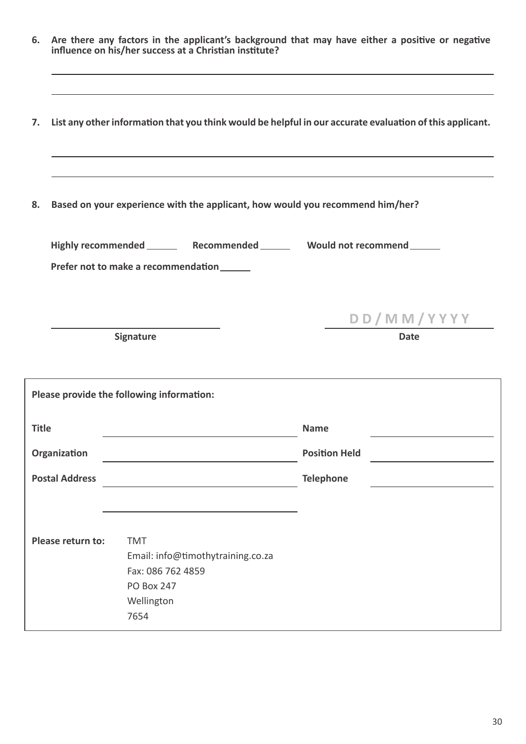**6. Are there any factors in the applicant's background that may have either a positive or negative influence on his/her success at a Christian institute?**

\_\_\_\_\_\_\_\_\_\_\_\_\_\_\_\_\_\_\_\_\_\_\_\_\_\_\_\_\_\_\_\_\_\_\_\_\_\_\_\_\_\_\_\_\_\_\_\_\_\_\_\_\_\_\_\_\_\_\_\_\_\_\_\_\_\_\_\_\_\_

\_\_\_\_\_\_\_\_\_\_\_\_\_\_\_\_\_\_\_\_\_\_\_\_\_\_\_\_\_\_\_\_\_\_\_\_\_\_\_\_\_\_\_\_\_\_\_\_\_\_\_\_\_\_\_\_\_\_\_\_\_\_\_\_\_\_\_\_\_\_

**7. List any other information that you think would be helpful in our accurate evaluation of this applicant.**

\_\_\_\_\_\_\_\_\_\_\_\_\_\_\_\_\_\_\_\_\_\_\_\_\_\_\_\_\_\_\_\_\_\_\_\_\_\_\_\_\_\_\_\_\_\_\_\_\_\_\_\_\_\_\_\_\_\_\_\_\_\_\_\_\_\_\_\_\_\_

\_\_\_\_\_\_\_\_\_\_\_\_\_\_\_\_\_\_\_\_\_\_\_\_\_\_\_\_\_\_\_\_\_\_\_\_\_\_\_\_\_\_\_\_\_\_\_\_\_\_\_\_\_\_\_\_\_\_\_\_\_\_\_\_\_\_\_\_\_\_

**8. Based on your experience with the applicant, how would you recommend him/her?**

**Highly recommended** \_\_\_\_\_\_ **Recommended** \_\_\_\_\_\_ **Would not recommend** \_\_\_\_\_\_

**Prefer not to make a recommendation** \_\_\_\_\_\_

\_\_\_\_\_\_\_\_\_\_\_\_\_\_\_\_\_\_\_\_\_\_\_\_\_\_\_\_ DD/MM/YYYY

**Signature** **Date**

| **Please provide the following information:** | | | |
|---|---|---|---|
| **Title** | | **Name** | |
| **Organization** | | **Position Held** | |
| **Postal Address** | | **Telephone** | |
| | | | |

**Please return to:** TMT
Email: info@timothytraining.co.za
Fax: 086 762 4859
PO Box 247
Wellington
7654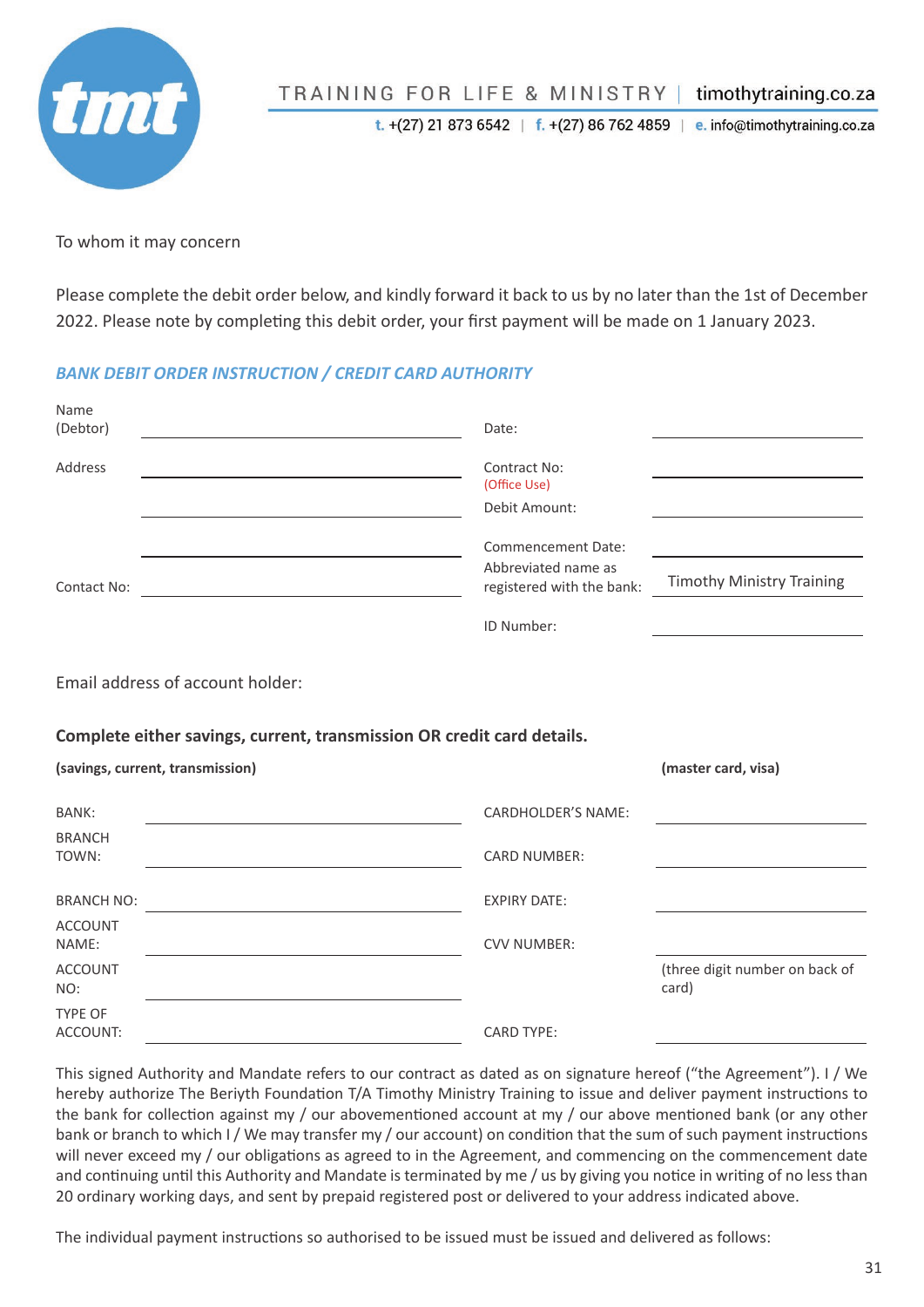TRAINING FOR LIFE & MINISTRY | timothytraining.co.za

t. +(27) 21 873 6542 | f. +(27) 86 762 4859 | e. info@timothytraining.co.za

To whom it may concern

Please complete the debit order below, and kindly forward it back to us by no later than the 1st of December 2022. Please note by completing this debit order, your first payment will be made on 1 January 2023.

## *BANK DEBIT ORDER INSTRUCTION / CREDIT CARD AUTHORITY*

| | | | |
|---|---|---|---|
| Name (Debtor) | | Date: | |
| Address | | Contract No: (Office Use) | |
| | | Debit Amount: | |
| | | Commencement Date: | |
| Contact No: | | Abbreviated name as registered with the bank: | Timothy Ministry Training |
| | | ID Number: | |

Email address of account holder:

**Complete either savings, current, transmission OR credit card details.**

| **(savings, current, transmission)** | | | **(master card, visa)** |
|---|---|---|---|
| BANK: | | CARDHOLDER'S NAME: | |
| BRANCH TOWN: | | CARD NUMBER: | |
| BRANCH NO: | | EXPIRY DATE: | |
| ACCOUNT NAME: | | CVV NUMBER: | |
| ACCOUNT NO: | | | (three digit number on back of card) |
| TYPE OF ACCOUNT: | | CARD TYPE: | |

This signed Authority and Mandate refers to our contract as dated as on signature hereof ("the Agreement"). I / We hereby authorize The Beriyth Foundation T/A Timothy Ministry Training to issue and deliver payment instructions to the bank for collection against my / our abovementioned account at my / our above mentioned bank (or any other bank or branch to which I / We may transfer my / our account) on condition that the sum of such payment instructions will never exceed my / our obligations as agreed to in the Agreement, and commencing on the commencement date and continuing until this Authority and Mandate is terminated by me / us by giving you notice in writing of no less than 20 ordinary working days, and sent by prepaid registered post or delivered to your address indicated above.

The individual payment instructions so authorised to be issued must be issued and delivered as follows: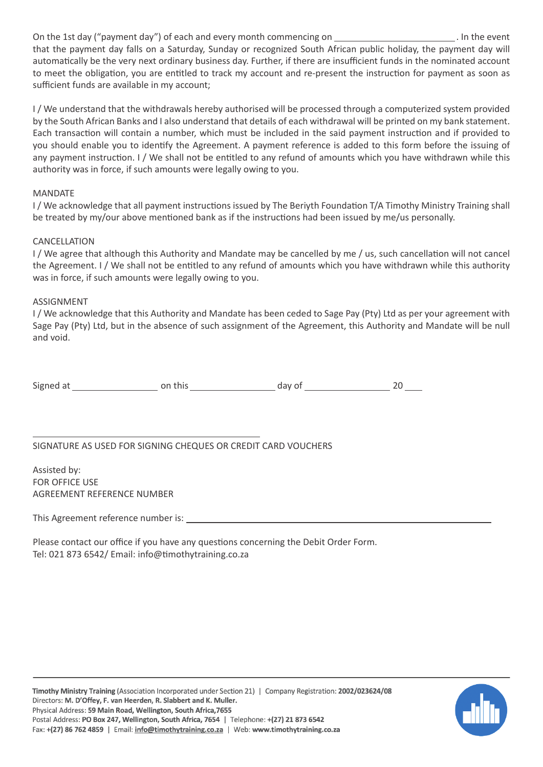On the 1st day ("payment day") of each and every month commencing on ________________________. In the event that the payment day falls on a Saturday, Sunday or recognized South African public holiday, the payment day will automatically be the very next ordinary business day. Further, if there are insufficient funds in the nominated account to meet the obligation, you are entitled to track my account and re-present the instruction for payment as soon as sufficient funds are available in my account;

I / We understand that the withdrawals hereby authorised will be processed through a computerized system provided by the South African Banks and I also understand that details of each withdrawal will be printed on my bank statement. Each transaction will contain a number, which must be included in the said payment instruction and if provided to you should enable you to identify the Agreement. A payment reference is added to this form before the issuing of any payment instruction. I / We shall not be entitled to any refund of amounts which you have withdrawn while this authority was in force, if such amounts were legally owing to you.

MANDATE

I / We acknowledge that all payment instructions issued by The Beriyth Foundation T/A Timothy Ministry Training shall be treated by my/our above mentioned bank as if the instructions had been issued by me/us personally.

CANCELLATION

I / We agree that although this Authority and Mandate may be cancelled by me / us, such cancellation will not cancel the Agreement. I / We shall not be entitled to any refund of amounts which you have withdrawn while this authority was in force, if such amounts were legally owing to you.

ASSIGNMENT

I / We acknowledge that this Authority and Mandate has been ceded to Sage Pay (Pty) Ltd as per your agreement with Sage Pay (Pty) Ltd, but in the absence of such assignment of the Agreement, this Authority and Mandate will be null and void.

Signed at ________________ on this ________________ day of ________________ 20 ____

_______________________________________________

SIGNATURE AS USED FOR SIGNING CHEQUES OR CREDIT CARD VOUCHERS

Assisted by:
FOR OFFICE USE
AGREEMENT REFERENCE NUMBER

This Agreement reference number is: ________________________________________________

Please contact our office if you have any questions concerning the Debit Order Form.
Tel: 021 873 6542/ Email: info@timothytraining.co.za

**Timothy Ministry Training** (Association Incorporated under Section 21) | Company Registration: **2002/023624/08**
Directors: **M. D'Offey, F. van Heerden, R. Slabbert and K. Muller.**
Physical Address: **59 Main Road, Wellington, South Africa,7655**
Postal Address: **PO Box 247, Wellington, South Africa, 7654** | Telephone: **+(27) 21 873 6542**
Fax: **+(27) 86 762 4859** | Email: **info@timothytraining.co.za** | Web: **www.timothytraining.co.za**